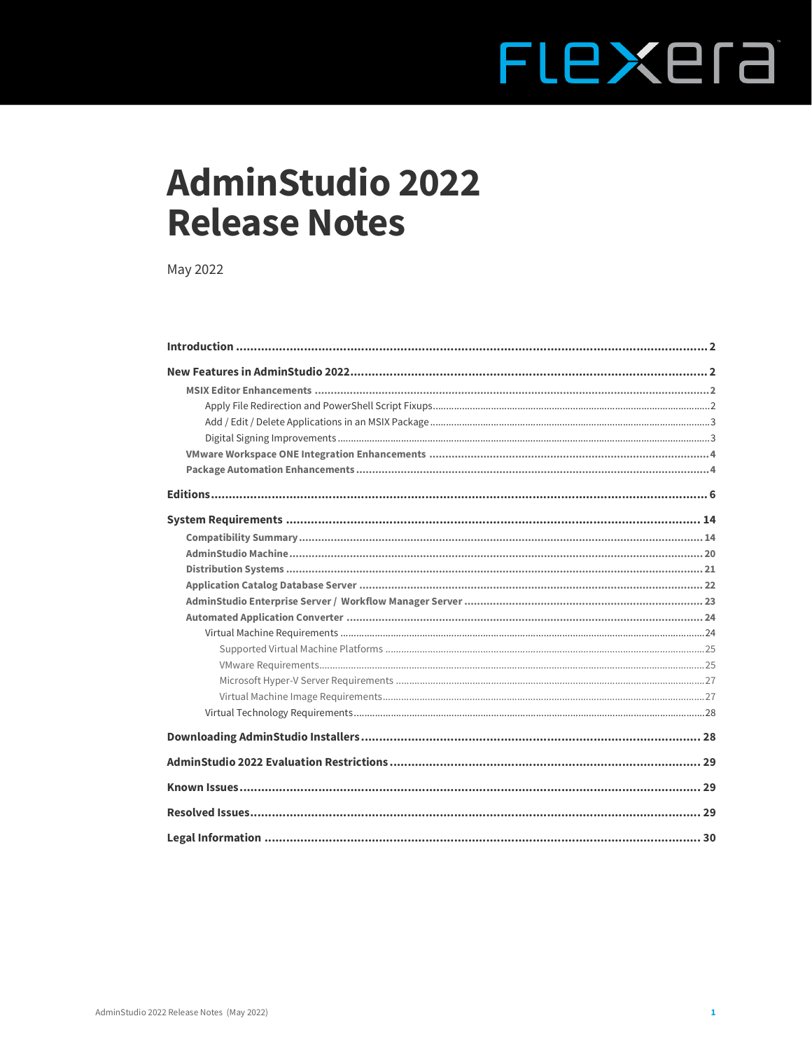# AdminStudio 2022 Release Notes

May 2022

| | |
|---|---|
| **Introduction** | **2** |
| **New Features in AdminStudio 2022** | **2** |
| MSIX Editor Enhancements | 2 |
| Apply File Redirection and PowerShell Script Fixups | 2 |
| Add / Edit / Delete Applications in an MSIX Package | 3 |
| Digital Signing Improvements | 3 |
| VMware Workspace ONE Integration Enhancements | 4 |
| Package Automation Enhancements | 4 |
| **Editions** | **6** |
| **System Requirements** | **14** |
| Compatibility Summary | 14 |
| AdminStudio Machine | 20 |
| Distribution Systems | 21 |
| Application Catalog Database Server | 22 |
| AdminStudio Enterprise Server / Workflow Manager Server | 23 |
| Automated Application Converter | 24 |
| Virtual Machine Requirements | 24 |
| Supported Virtual Machine Platforms | 25 |
| VMware Requirements | 25 |
| Microsoft Hyper-V Server Requirements | 27 |
| Virtual Machine Image Requirements | 27 |
| Virtual Technology Requirements | 28 |
| **Downloading AdminStudio Installers** | **28** |
| **AdminStudio 2022 Evaluation Restrictions** | **29** |
| **Known Issues** | **29** |
| **Resolved Issues** | **29** |
| **Legal Information** | **30** |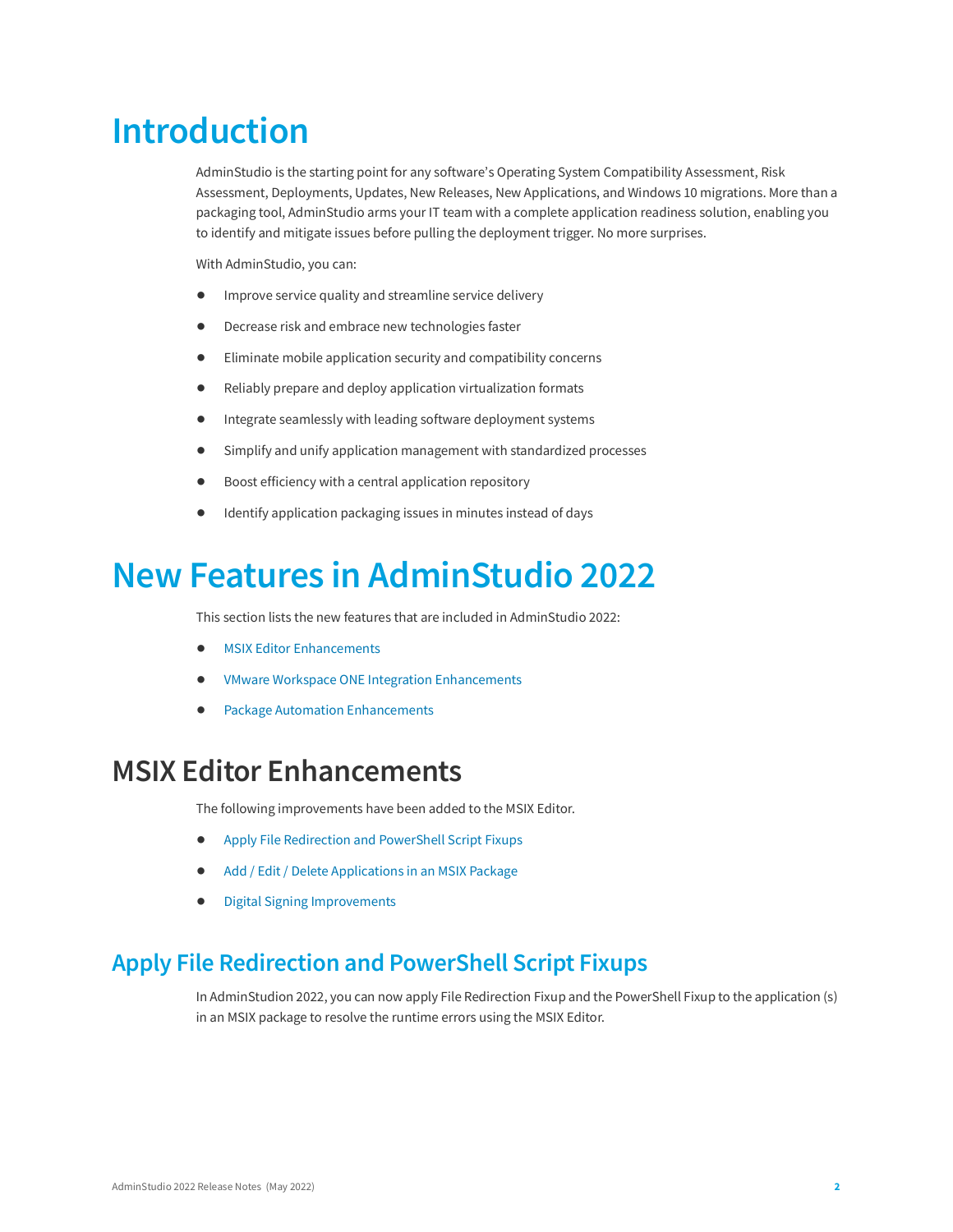# Introduction

AdminStudio is the starting point for any software's Operating System Compatibility Assessment, Risk Assessment, Deployments, Updates, New Releases, New Applications, and Windows 10 migrations. More than a packaging tool, AdminStudio arms your IT team with a complete application readiness solution, enabling you to identify and mitigate issues before pulling the deployment trigger. No more surprises.

With AdminStudio, you can:

- Improve service quality and streamline service delivery
- Decrease risk and embrace new technologies faster
- Eliminate mobile application security and compatibility concerns
- Reliably prepare and deploy application virtualization formats
- Integrate seamlessly with leading software deployment systems
- Simplify and unify application management with standardized processes
- Boost efficiency with a central application repository
- Identify application packaging issues in minutes instead of days

# New Features in AdminStudio 2022

This section lists the new features that are included in AdminStudio 2022:

- MSIX Editor Enhancements
- VMware Workspace ONE Integration Enhancements
- Package Automation Enhancements

## MSIX Editor Enhancements

The following improvements have been added to the MSIX Editor.

- Apply File Redirection and PowerShell Script Fixups
- Add / Edit / Delete Applications in an MSIX Package
- Digital Signing Improvements

### Apply File Redirection and PowerShell Script Fixups

In AdminStudion 2022, you can now apply File Redirection Fixup and the PowerShell Fixup to the application (s) in an MSIX package to resolve the runtime errors using the MSIX Editor.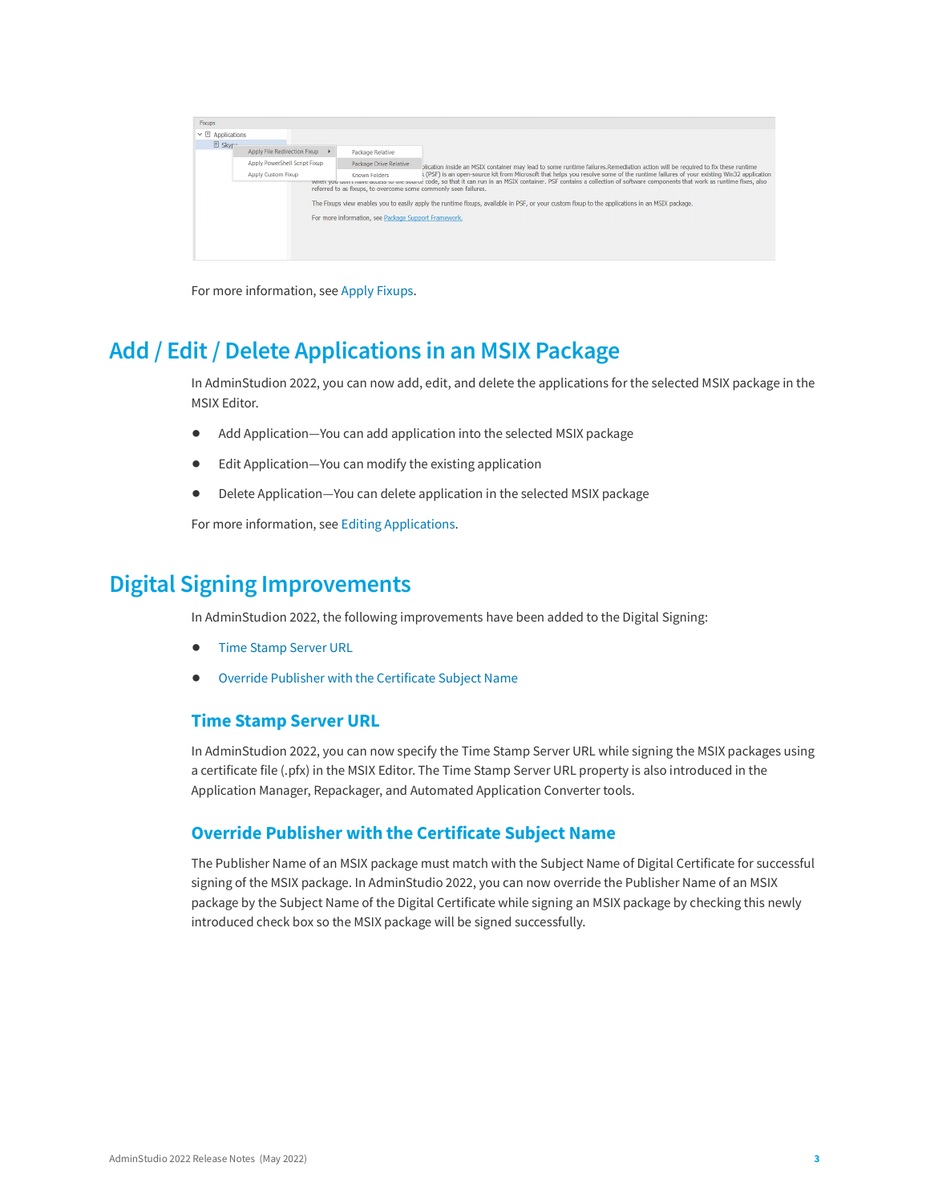For more information, see Apply Fixups.

# Add / Edit / Delete Applications in an MSIX Package

In AdminStudion 2022, you can now add, edit, and delete the applications for the selected MSIX package in the MSIX Editor.

- Add Application—You can add application into the selected MSIX package
- Edit Application—You can modify the existing application
- Delete Application—You can delete application in the selected MSIX package

For more information, see Editing Applications.

# Digital Signing Improvements

In AdminStudion 2022, the following improvements have been added to the Digital Signing:

- Time Stamp Server URL
- Override Publisher with the Certificate Subject Name

## Time Stamp Server URL

In AdminStudion 2022, you can now specify the Time Stamp Server URL while signing the MSIX packages using a certificate file (.pfx) in the MSIX Editor. The Time Stamp Server URL property is also introduced in the Application Manager, Repackager, and Automated Application Converter tools.

## Override Publisher with the Certificate Subject Name

The Publisher Name of an MSIX package must match with the Subject Name of Digital Certificate for successful signing of the MSIX package. In AdminStudio 2022, you can now override the Publisher Name of an MSIX package by the Subject Name of the Digital Certificate while signing an MSIX package by checking this newly introduced check box so the MSIX package will be signed successfully.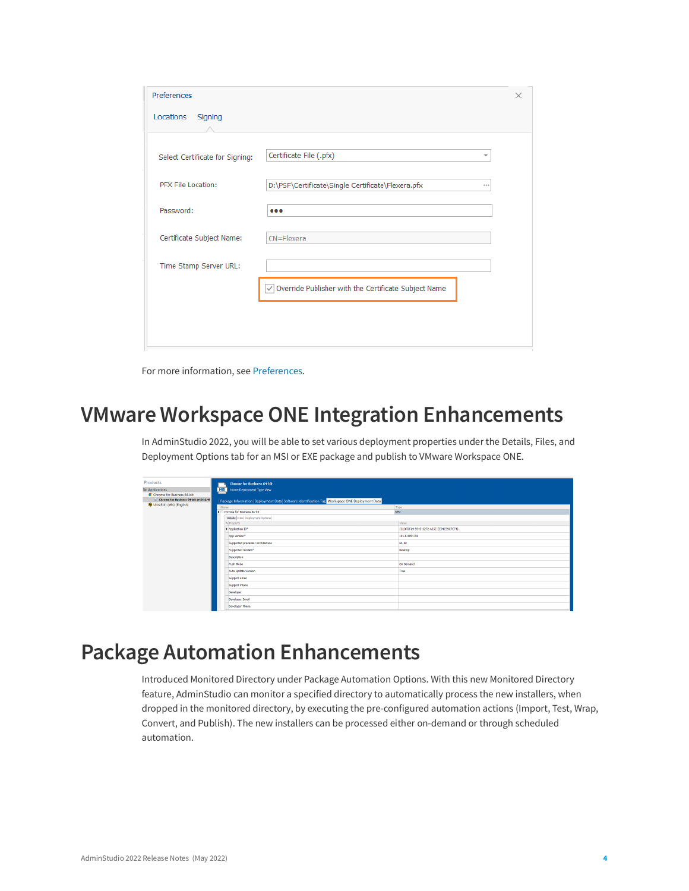For more information, see Preferences.

# VMware Workspace ONE Integration Enhancements

In AdminStudio 2022, you will be able to set various deployment properties under the Details, Files, and Deployment Options tab for an MSI or EXE package and publish to VMware Workspace ONE.

# Package Automation Enhancements

Introduced Monitored Directory under Package Automation Options. With this new Monitored Directory feature, AdminStudio can monitor a specified directory to automatically process the new installers, when dropped in the monitored directory, by executing the pre-configured automation actions (Import, Test, Wrap, Convert, and Publish). The new installers can be processed either on-demand or through scheduled automation.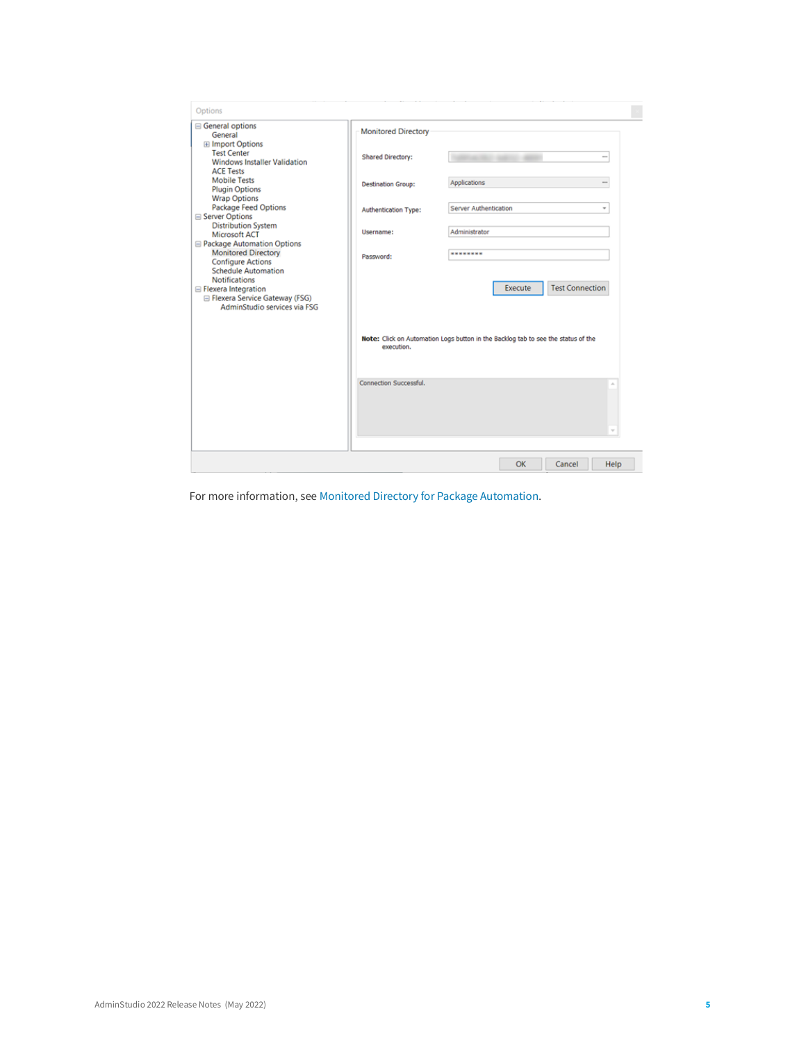For more information, see Monitored Directory for Package Automation.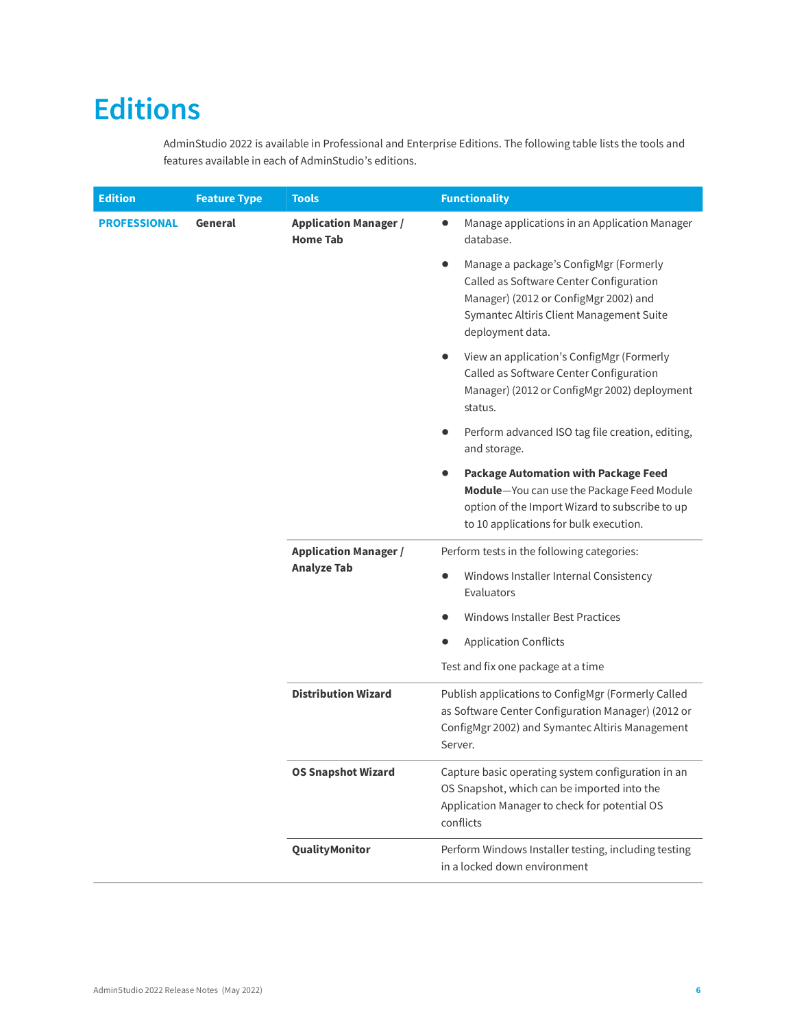# Editions

AdminStudio 2022 is available in Professional and Enterprise Editions. The following table lists the tools and features available in each of AdminStudio's editions.

| Edition | Feature Type | Tools | Functionality |
| --- | --- | --- | --- |
| **PROFESSIONAL** | **General** | **Application Manager / Home Tab** | • Manage applications in an Application Manager database.<br>• Manage a package's ConfigMgr (Formerly Called as Software Center Configuration Manager) (2012 or ConfigMgr 2002) and Symantec Altiris Client Management Suite deployment data.<br>• View an application's ConfigMgr (Formerly Called as Software Center Configuration Manager) (2012 or ConfigMgr 2002) deployment status.<br>• Perform advanced ISO tag file creation, editing, and storage.<br>• **Package Automation with Package Feed Module**—You can use the Package Feed Module option of the Import Wizard to subscribe to up to 10 applications for bulk execution. |
| | | **Application Manager / Analyze Tab** | Perform tests in the following categories:<br>• Windows Installer Internal Consistency Evaluators<br>• Windows Installer Best Practices<br>• Application Conflicts<br>Test and fix one package at a time |
| | | **Distribution Wizard** | Publish applications to ConfigMgr (Formerly Called as Software Center Configuration Manager) (2012 or ConfigMgr 2002) and Symantec Altiris Management Server. |
| | | **OS Snapshot Wizard** | Capture basic operating system configuration in an OS Snapshot, which can be imported into the Application Manager to check for potential OS conflicts |
| | | **QualityMonitor** | Perform Windows Installer testing, including testing in a locked down environment |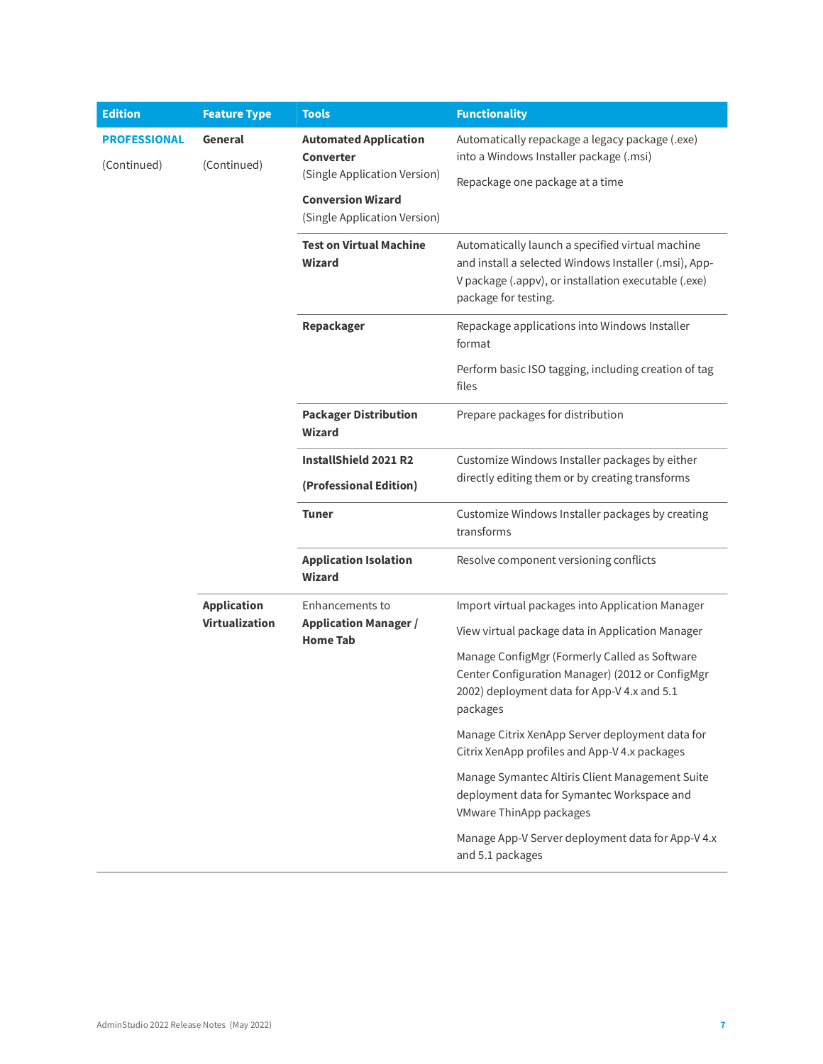| Edition | Feature Type | Tools | Functionality |
|---|---|---|---|
| **PROFESSIONAL** (Continued) | **General** (Continued) | **Automated Application Converter** (Single Application Version) **Conversion Wizard** (Single Application Version) | Automatically repackage a legacy package (.exe) into a Windows Installer package (.msi) Repackage one package at a time |
| | | **Test on Virtual Machine Wizard** | Automatically launch a specified virtual machine and install a selected Windows Installer (.msi), App-V package (.appv), or installation executable (.exe) package for testing. |
| | | **Repackager** | Repackage applications into Windows Installer format Perform basic ISO tagging, including creation of tag files |
| | | **Packager Distribution Wizard** | Prepare packages for distribution |
| | | **InstallShield 2021 R2 (Professional Edition)** | Customize Windows Installer packages by either directly editing them or by creating transforms |
| | | **Tuner** | Customize Windows Installer packages by creating transforms |
| | | **Application Isolation Wizard** | Resolve component versioning conflicts |
| | **Application Virtualization** | Enhancements to **Application Manager / Home Tab** | Import virtual packages into Application Manager View virtual package data in Application Manager Manage ConfigMgr (Formerly Called as Software Center Configuration Manager) (2012 or ConfigMgr 2002) deployment data for App-V 4.x and 5.1 packages Manage Citrix XenApp Server deployment data for Citrix XenApp profiles and App-V 4.x packages Manage Symantec Altiris Client Management Suite deployment data for Symantec Workspace and VMware ThinApp packages Manage App-V Server deployment data for App-V 4.x and 5.1 packages |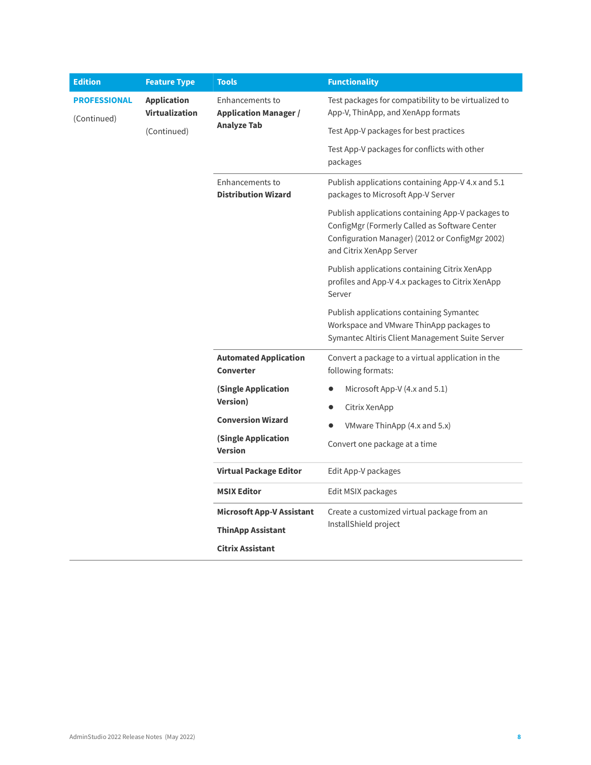| Edition | Feature Type | Tools | Functionality |
|---|---|---|---|
| **PROFESSIONAL** (Continued) | **Application Virtualization** (Continued) | Enhancements to **Application Manager / Analyze Tab** | Test packages for compatibility to be virtualized to App-V, ThinApp, and XenApp formats<br><br>Test App-V packages for best practices<br><br>Test App-V packages for conflicts with other packages |
| | | Enhancements to **Distribution Wizard** | Publish applications containing App-V 4.x and 5.1 packages to Microsoft App-V Server<br><br>Publish applications containing App-V packages to ConfigMgr (Formerly Called as Software Center Configuration Manager) (2012 or ConfigMgr 2002) and Citrix XenApp Server<br><br>Publish applications containing Citrix XenApp profiles and App-V 4.x packages to Citrix XenApp Server<br><br>Publish applications containing Symantec Workspace and VMware ThinApp packages to Symantec Altiris Client Management Suite Server |
| | | **Automated Application Converter**<br><br>**(Single Application Version)**<br><br>**Conversion Wizard**<br><br>**(Single Application Version** | Convert a package to a virtual application in the following formats:<br><br>● Microsoft App-V (4.x and 5.1)<br><br>● Citrix XenApp<br><br>● VMware ThinApp (4.x and 5.x)<br><br>Convert one package at a time |
| | | **Virtual Package Editor** | Edit App-V packages |
| | | **MSIX Editor** | Edit MSIX packages |
| | | **Microsoft App-V Assistant**<br><br>**ThinApp Assistant**<br><br>**Citrix Assistant** | Create a customized virtual package from an InstallShield project |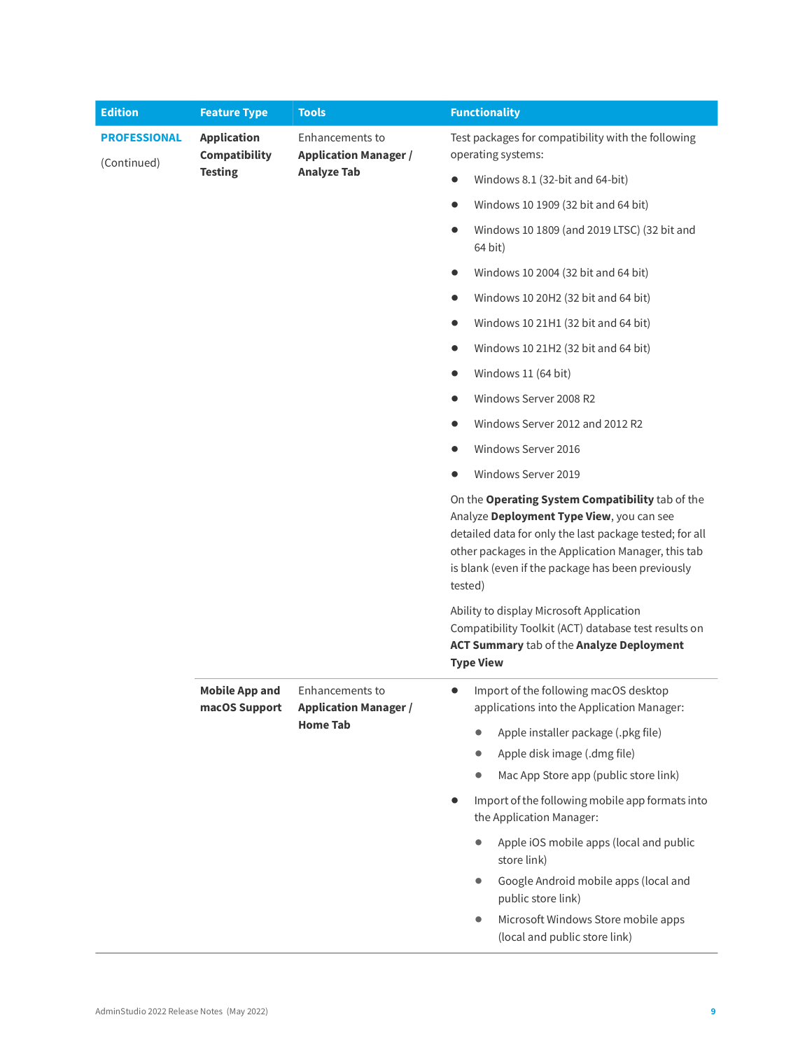| Edition | Feature Type | Tools | Functionality |
| --- | --- | --- | --- |
| **PROFESSIONAL** (Continued) | **Application Compatibility Testing** | Enhancements to **Application Manager / Analyze Tab** | Test packages for compatibility with the following operating systems: <br>• Windows 8.1 (32-bit and 64-bit) <br>• Windows 10 1909 (32 bit and 64 bit) <br>• Windows 10 1809 (and 2019 LTSC) (32 bit and 64 bit) <br>• Windows 10 2004 (32 bit and 64 bit) <br>• Windows 10 20H2 (32 bit and 64 bit) <br>• Windows 10 21H1 (32 bit and 64 bit) <br>• Windows 10 21H2 (32 bit and 64 bit) <br>• Windows 11 (64 bit) <br>• Windows Server 2008 R2 <br>• Windows Server 2012 and 2012 R2 <br>• Windows Server 2016 <br>• Windows Server 2019 <br><br>On the **Operating System Compatibility** tab of the Analyze **Deployment Type View**, you can see detailed data for only the last package tested; for all other packages in the Application Manager, this tab is blank (even if the package has been previously tested) <br><br>Ability to display Microsoft Application Compatibility Toolkit (ACT) database test results on **ACT Summary** tab of the **Analyze Deployment Type View** |
| | **Mobile App and macOS Support** | Enhancements to **Application Manager / Home Tab** | • Import of the following macOS desktop applications into the Application Manager: <br>  ◦ Apple installer package (.pkg file) <br>  ◦ Apple disk image (.dmg file) <br>  ◦ Mac App Store app (public store link) <br>• Import of the following mobile app formats into the Application Manager: <br>  ◦ Apple iOS mobile apps (local and public store link) <br>  ◦ Google Android mobile apps (local and public store link) <br>  ◦ Microsoft Windows Store mobile apps (local and public store link) |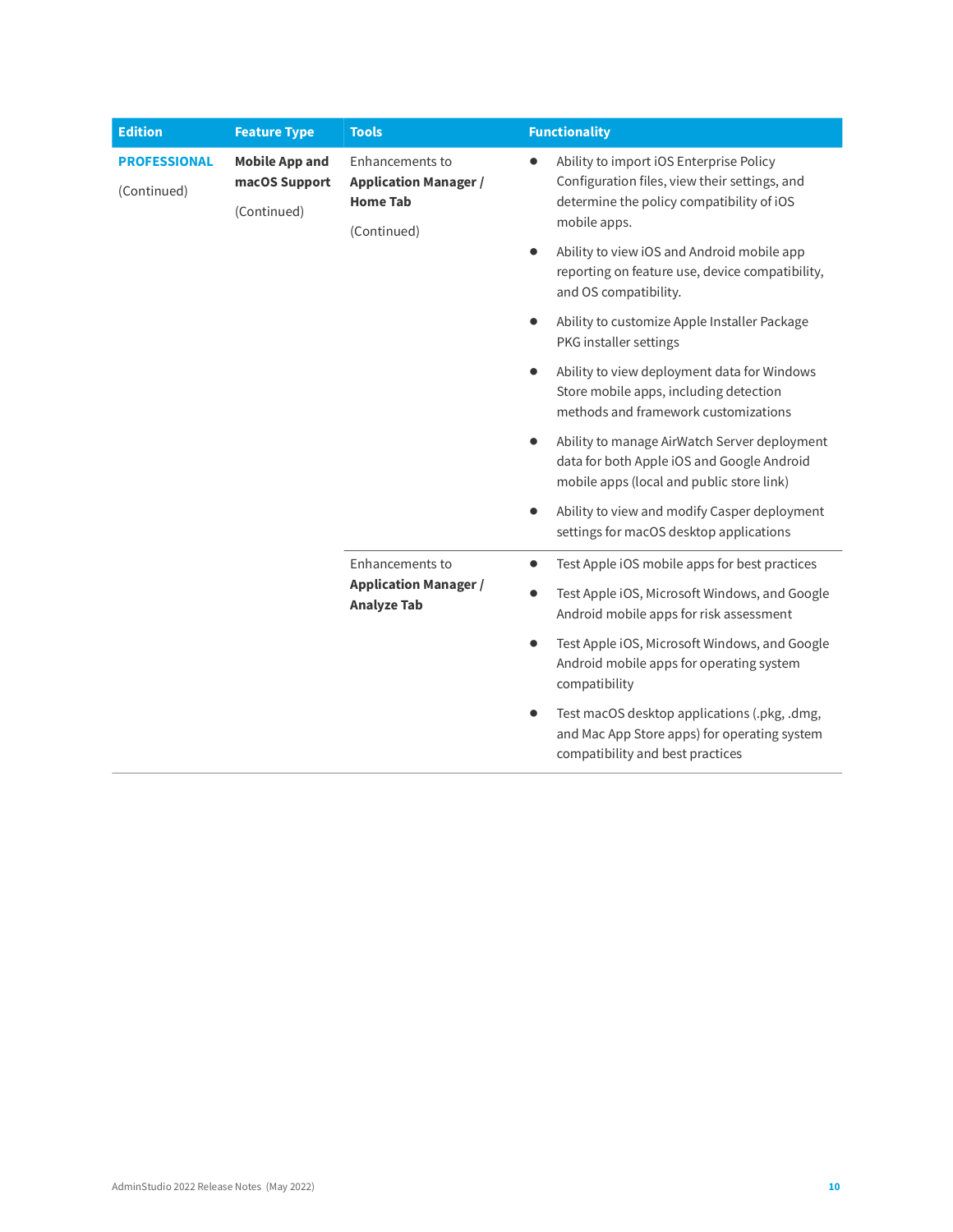| Edition | Feature Type | Tools | Functionality |
|---|---|---|---|
| **PROFESSIONAL** (Continued) | **Mobile App and macOS Support** (Continued) | Enhancements to **Application Manager / Home Tab** (Continued) | • Ability to import iOS Enterprise Policy Configuration files, view their settings, and determine the policy compatibility of iOS mobile apps.<br>• Ability to view iOS and Android mobile app reporting on feature use, device compatibility, and OS compatibility.<br>• Ability to customize Apple Installer Package PKG installer settings<br>• Ability to view deployment data for Windows Store mobile apps, including detection methods and framework customizations<br>• Ability to manage AirWatch Server deployment data for both Apple iOS and Google Android mobile apps (local and public store link)<br>• Ability to view and modify Casper deployment settings for macOS desktop applications |
| | | Enhancements to **Application Manager / Analyze Tab** | • Test Apple iOS mobile apps for best practices<br>• Test Apple iOS, Microsoft Windows, and Google Android mobile apps for risk assessment<br>• Test Apple iOS, Microsoft Windows, and Google Android mobile apps for operating system compatibility<br>• Test macOS desktop applications (.pkg, .dmg, and Mac App Store apps) for operating system compatibility and best practices |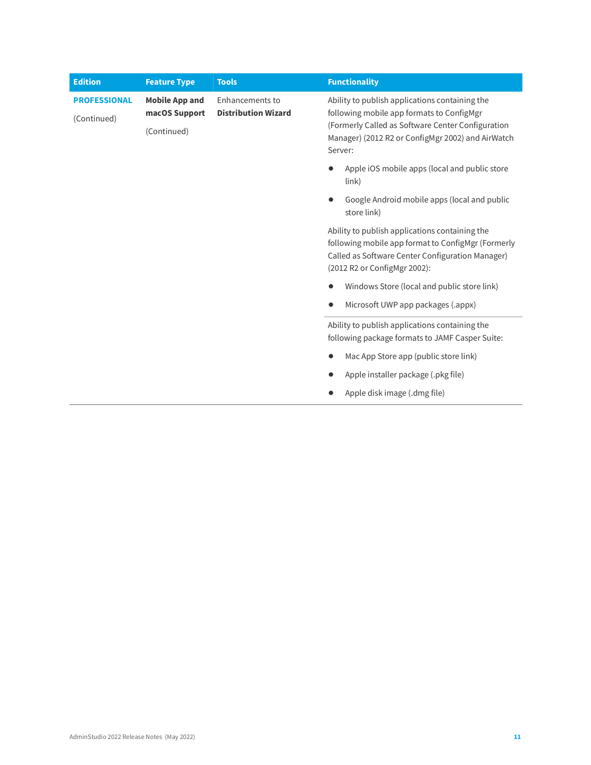| Edition | Feature Type | Tools | Functionality |
|---|---|---|---|
| **PROFESSIONAL** (Continued) | **Mobile App and macOS Support** (Continued) | Enhancements to **Distribution Wizard** | Ability to publish applications containing the following mobile app formats to ConfigMgr (Formerly Called as Software Center Configuration Manager) (2012 R2 or ConfigMgr 2002) and AirWatch Server:<br>• Apple iOS mobile apps (local and public store link)<br>• Google Android mobile apps (local and public store link)<br><br>Ability to publish applications containing the following mobile app format to ConfigMgr (Formerly Called as Software Center Configuration Manager) (2012 R2 or ConfigMgr 2002):<br>• Windows Store (local and public store link)<br>• Microsoft UWP app packages (.appx) |
| | | | Ability to publish applications containing the following package formats to JAMF Casper Suite:<br>• Mac App Store app (public store link)<br>• Apple installer package (.pkg file)<br>• Apple disk image (.dmg file) |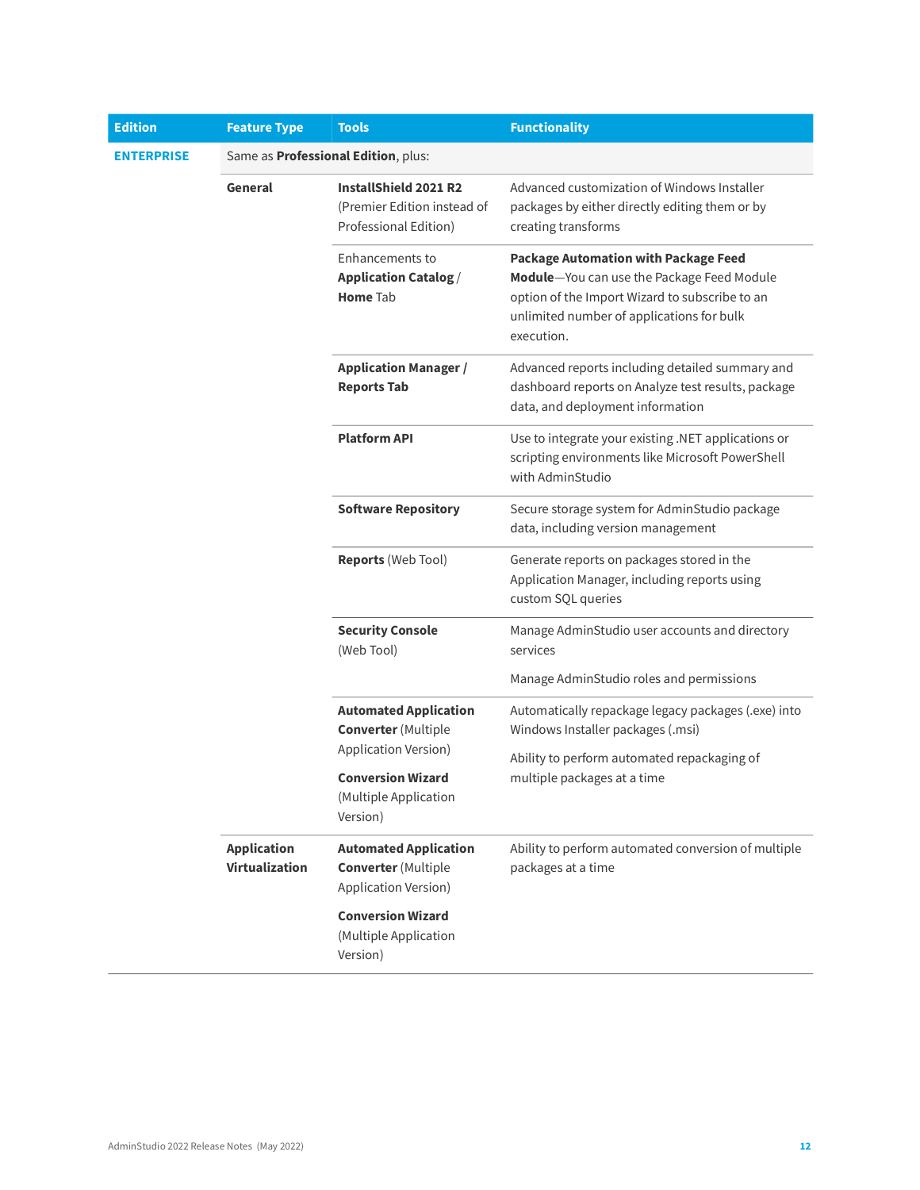| Edition | Feature Type | Tools | Functionality |
|---|---|---|---|
| **ENTERPRISE** | Same as **Professional Edition**, plus: | | |
| | **General** | **InstallShield 2021 R2** (Premier Edition instead of Professional Edition) | Advanced customization of Windows Installer packages by either directly editing them or by creating transforms |
| | | Enhancements to **Application Catalog** / **Home** Tab | **Package Automation with Package Feed Module**—You can use the Package Feed Module option of the Import Wizard to subscribe to an unlimited number of applications for bulk execution. |
| | | **Application Manager / Reports Tab** | Advanced reports including detailed summary and dashboard reports on Analyze test results, package data, and deployment information |
| | | **Platform API** | Use to integrate your existing .NET applications or scripting environments like Microsoft PowerShell with AdminStudio |
| | | **Software Repository** | Secure storage system for AdminStudio package data, including version management |
| | | **Reports** (Web Tool) | Generate reports on packages stored in the Application Manager, including reports using custom SQL queries |
| | | **Security Console** (Web Tool) | Manage AdminStudio user accounts and directory services<br><br>Manage AdminStudio roles and permissions |
| | | **Automated Application Converter** (Multiple Application Version)<br><br>**Conversion Wizard** (Multiple Application Version) | Automatically repackage legacy packages (.exe) into Windows Installer packages (.msi)<br><br>Ability to perform automated repackaging of multiple packages at a time |
| | **Application Virtualization** | **Automated Application Converter** (Multiple Application Version)<br><br>**Conversion Wizard** (Multiple Application Version) | Ability to perform automated conversion of multiple packages at a time |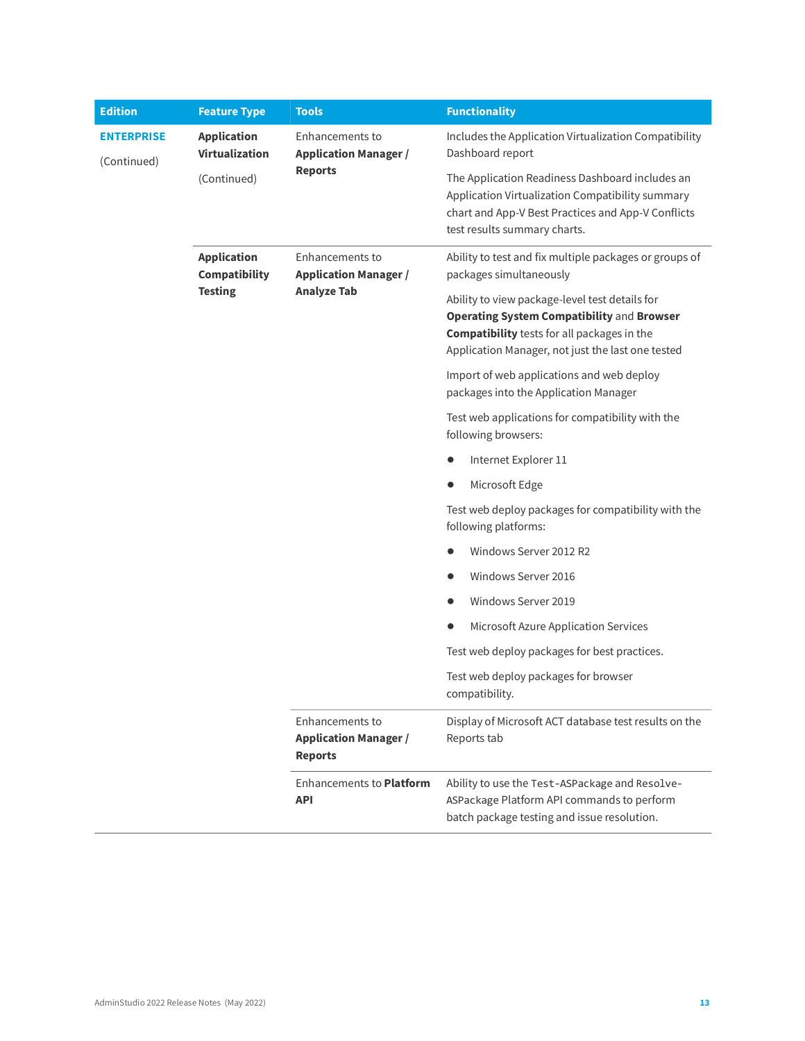| Edition | Feature Type | Tools | Functionality |
|---|---|---|---|
| **ENTERPRISE**<br><br>(Continued) | **Application Virtualization**<br><br>(Continued) | Enhancements to **Application Manager / Reports** | Includes the Application Virtualization Compatibility Dashboard report<br><br>The Application Readiness Dashboard includes an Application Virtualization Compatibility summary chart and App-V Best Practices and App-V Conflicts test results summary charts. |
| | **Application Compatibility Testing** | Enhancements to **Application Manager / Analyze Tab** | Ability to test and fix multiple packages or groups of packages simultaneously<br><br>Ability to view package-level test details for **Operating System Compatibility** and **Browser Compatibility** tests for all packages in the Application Manager, not just the last one tested<br><br>Import of web applications and web deploy packages into the Application Manager<br><br>Test web applications for compatibility with the following browsers:<br>• Internet Explorer 11<br>• Microsoft Edge<br><br>Test web deploy packages for compatibility with the following platforms:<br>• Windows Server 2012 R2<br>• Windows Server 2016<br>• Windows Server 2019<br>• Microsoft Azure Application Services<br><br>Test web deploy packages for best practices.<br><br>Test web deploy packages for browser compatibility. |
| | | Enhancements to **Application Manager / Reports** | Display of Microsoft ACT database test results on the Reports tab |
| | | Enhancements to **Platform API** | Ability to use the `Test-ASPackage` and `Resolve-ASPackage` Platform API commands to perform batch package testing and issue resolution. |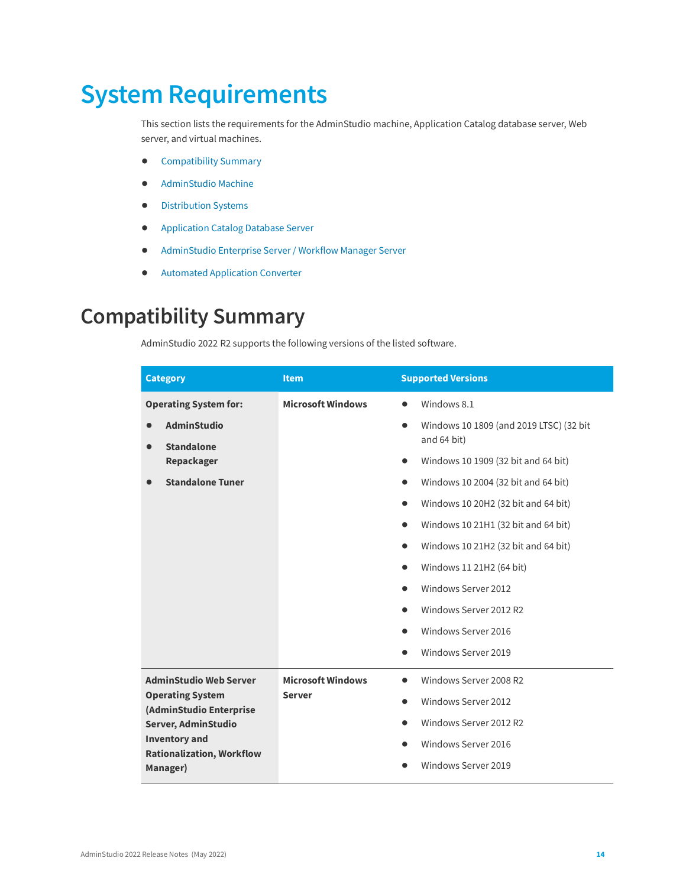# System Requirements

This section lists the requirements for the AdminStudio machine, Application Catalog database server, Web server, and virtual machines.

- Compatibility Summary
- AdminStudio Machine
- Distribution Systems
- Application Catalog Database Server
- AdminStudio Enterprise Server / Workflow Manager Server
- Automated Application Converter

## Compatibility Summary

AdminStudio 2022 R2 supports the following versions of the listed software.

| Category | Item | Supported Versions |
|---|---|---|
| **Operating System for:**<br>• **AdminStudio**<br>• **Standalone Repackager**<br>• **Standalone Tuner** | **Microsoft Windows** | • Windows 8.1<br>• Windows 10 1809 (and 2019 LTSC) (32 bit and 64 bit)<br>• Windows 10 1909 (32 bit and 64 bit)<br>• Windows 10 2004 (32 bit and 64 bit)<br>• Windows 10 20H2 (32 bit and 64 bit)<br>• Windows 10 21H1 (32 bit and 64 bit)<br>• Windows 10 21H2 (32 bit and 64 bit)<br>• Windows 11 21H2 (64 bit)<br>• Windows Server 2012<br>• Windows Server 2012 R2<br>• Windows Server 2016<br>• Windows Server 2019 |
| **AdminStudio Web Server Operating System (AdminStudio Enterprise Server, AdminStudio Inventory and Rationalization, Workflow Manager)** | **Microsoft Windows Server** | • Windows Server 2008 R2<br>• Windows Server 2012<br>• Windows Server 2012 R2<br>• Windows Server 2016<br>• Windows Server 2019 |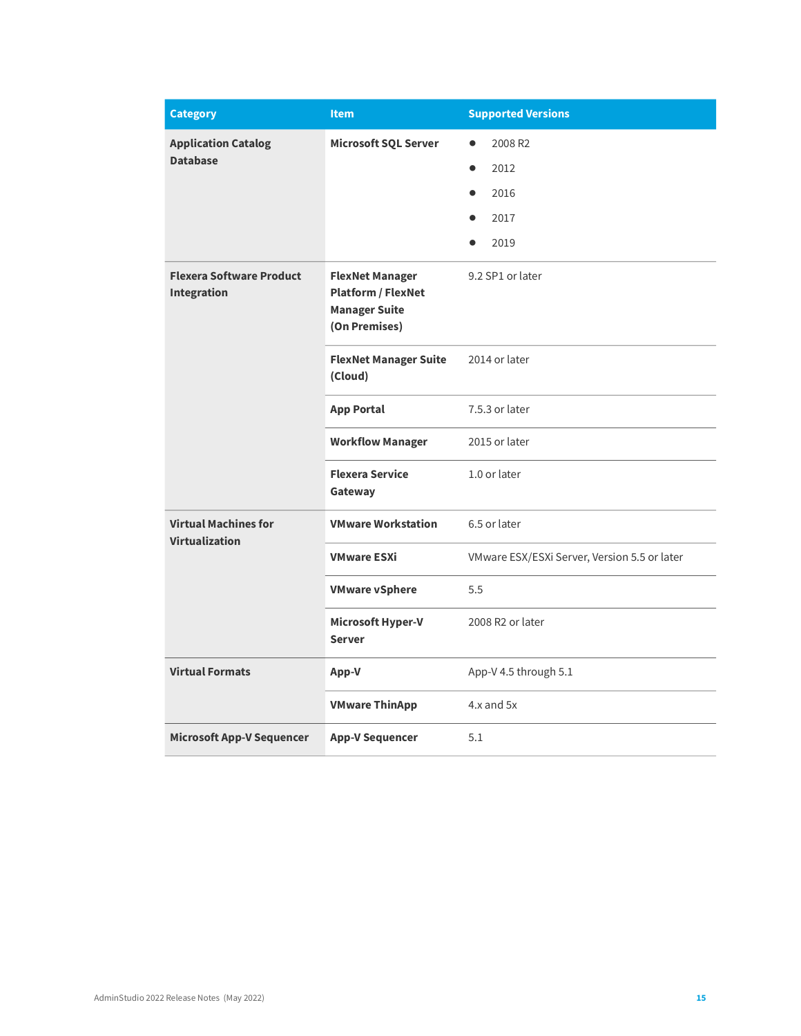| Category | Item | Supported Versions |
| --- | --- | --- |
| **Application Catalog Database** | **Microsoft SQL Server** | • 2008 R2<br>• 2012<br>• 2016<br>• 2017<br>• 2019 |
| **Flexera Software Product Integration** | **FlexNet Manager Platform / FlexNet Manager Suite (On Premises)** | 9.2 SP1 or later |
| | **FlexNet Manager Suite (Cloud)** | 2014 or later |
| | **App Portal** | 7.5.3 or later |
| | **Workflow Manager** | 2015 or later |
| | **Flexera Service Gateway** | 1.0 or later |
| **Virtual Machines for Virtualization** | **VMware Workstation** | 6.5 or later |
| | **VMware ESXi** | VMware ESX/ESXi Server, Version 5.5 or later |
| | **VMware vSphere** | 5.5 |
| | **Microsoft Hyper-V Server** | 2008 R2 or later |
| **Virtual Formats** | **App-V** | App-V 4.5 through 5.1 |
| | **VMware ThinApp** | 4.x and 5x |
| **Microsoft App-V Sequencer** | **App-V Sequencer** | 5.1 |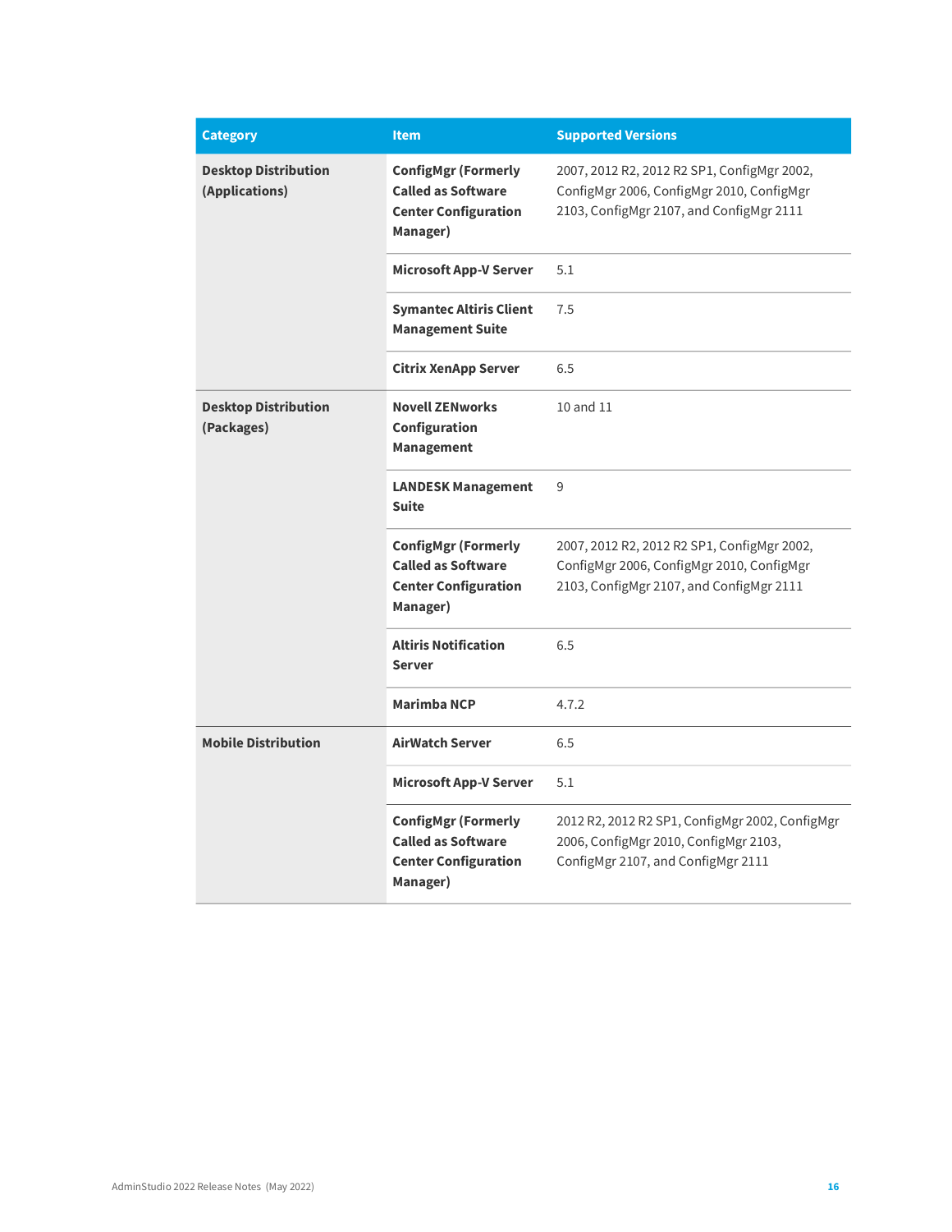| Category | Item | Supported Versions |
| --- | --- | --- |
| **Desktop Distribution (Applications)** | **ConfigMgr (Formerly Called as Software Center Configuration Manager)** | 2007, 2012 R2, 2012 R2 SP1, ConfigMgr 2002, ConfigMgr 2006, ConfigMgr 2010, ConfigMgr 2103, ConfigMgr 2107, and ConfigMgr 2111 |
| | **Microsoft App-V Server** | 5.1 |
| | **Symantec Altiris Client Management Suite** | 7.5 |
| | **Citrix XenApp Server** | 6.5 |
| **Desktop Distribution (Packages)** | **Novell ZENworks Configuration Management** | 10 and 11 |
| | **LANDESK Management Suite** | 9 |
| | **ConfigMgr (Formerly Called as Software Center Configuration Manager)** | 2007, 2012 R2, 2012 R2 SP1, ConfigMgr 2002, ConfigMgr 2006, ConfigMgr 2010, ConfigMgr 2103, ConfigMgr 2107, and ConfigMgr 2111 |
| | **Altiris Notification Server** | 6.5 |
| | **Marimba NCP** | 4.7.2 |
| **Mobile Distribution** | **AirWatch Server** | 6.5 |
| | **Microsoft App-V Server** | 5.1 |
| | **ConfigMgr (Formerly Called as Software Center Configuration Manager)** | 2012 R2, 2012 R2 SP1, ConfigMgr 2002, ConfigMgr 2006, ConfigMgr 2010, ConfigMgr 2103, ConfigMgr 2107, and ConfigMgr 2111 |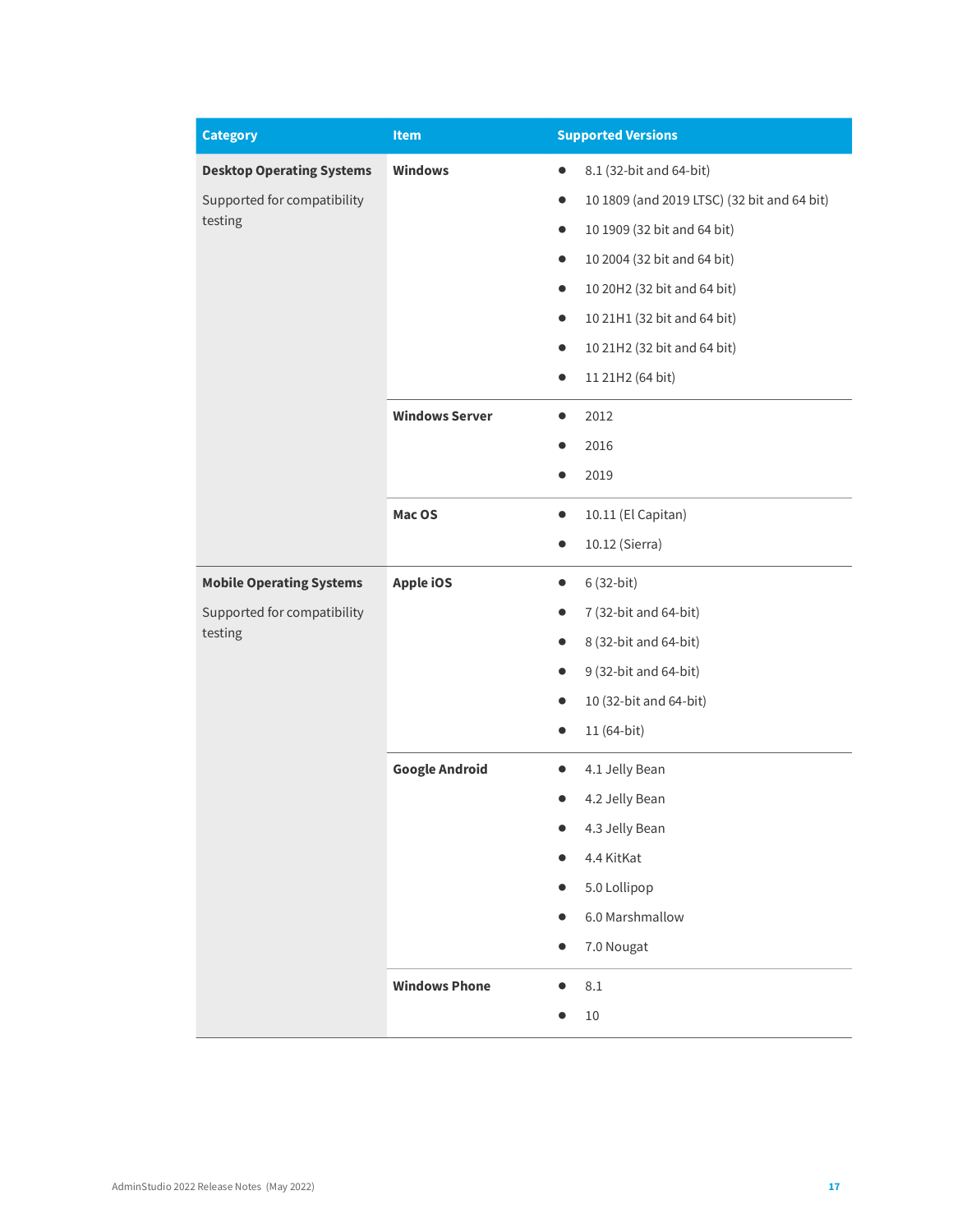| Category | Item | Supported Versions |
|---|---|---|
| **Desktop Operating Systems**<br><br>Supported for compatibility testing | **Windows** | • 8.1 (32-bit and 64-bit)<br>• 10 1809 (and 2019 LTSC) (32 bit and 64 bit)<br>• 10 1909 (32 bit and 64 bit)<br>• 10 2004 (32 bit and 64 bit)<br>• 10 20H2 (32 bit and 64 bit)<br>• 10 21H1 (32 bit and 64 bit)<br>• 10 21H2 (32 bit and 64 bit)<br>• 11 21H2 (64 bit) |
| | **Windows Server** | • 2012<br>• 2016<br>• 2019 |
| | **Mac OS** | • 10.11 (El Capitan)<br>• 10.12 (Sierra) |
| **Mobile Operating Systems**<br><br>Supported for compatibility testing | **Apple iOS** | • 6 (32-bit)<br>• 7 (32-bit and 64-bit)<br>• 8 (32-bit and 64-bit)<br>• 9 (32-bit and 64-bit)<br>• 10 (32-bit and 64-bit)<br>• 11 (64-bit) |
| | **Google Android** | • 4.1 Jelly Bean<br>• 4.2 Jelly Bean<br>• 4.3 Jelly Bean<br>• 4.4 KitKat<br>• 5.0 Lollipop<br>• 6.0 Marshmallow<br>• 7.0 Nougat |
| | **Windows Phone** | • 8.1<br>• 10 |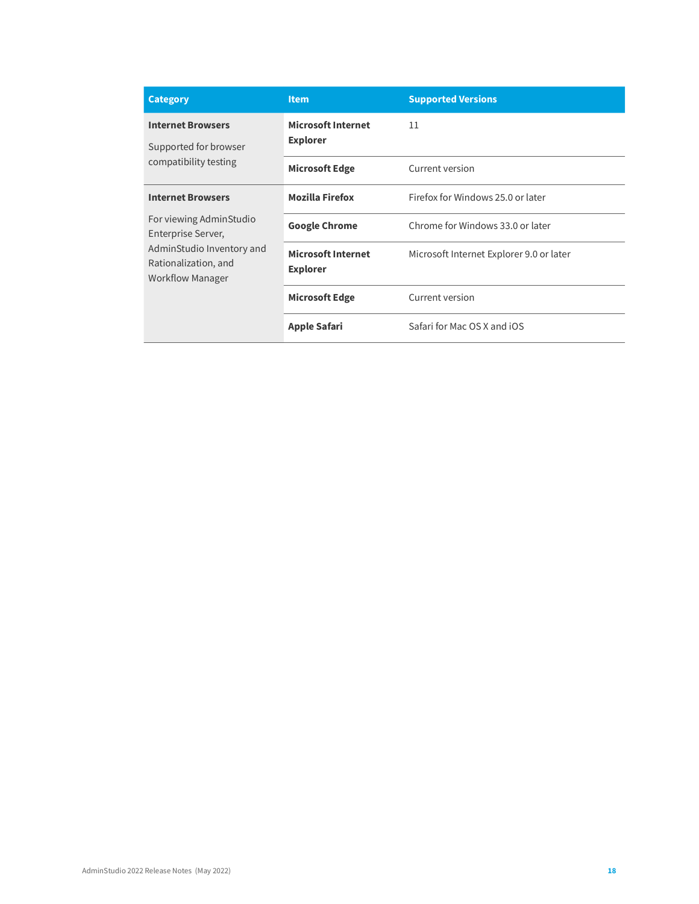| Category | Item | Supported Versions |
| --- | --- | --- |
| **Internet Browsers** Supported for browser compatibility testing | **Microsoft Internet Explorer** | 11 |
| | **Microsoft Edge** | Current version |
| **Internet Browsers** For viewing AdminStudio Enterprise Server, AdminStudio Inventory and Rationalization, and Workflow Manager | **Mozilla Firefox** | Firefox for Windows 25.0 or later |
| | **Google Chrome** | Chrome for Windows 33.0 or later |
| | **Microsoft Internet Explorer** | Microsoft Internet Explorer 9.0 or later |
| | **Microsoft Edge** | Current version |
| | **Apple Safari** | Safari for Mac OS X and iOS |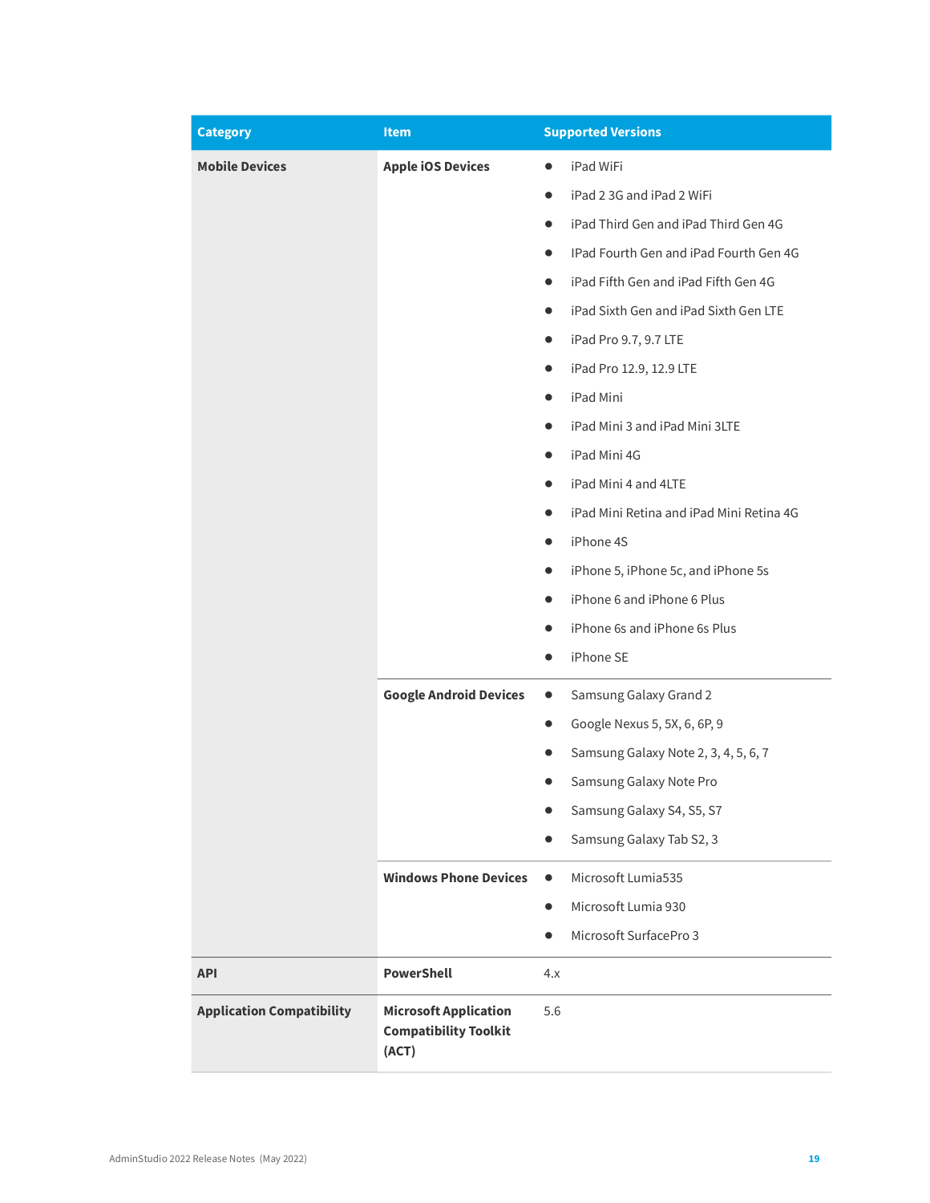| Category | Item | Supported Versions |
|---|---|---|
| **Mobile Devices** | **Apple iOS Devices** | • iPad WiFi<br>• iPad 2 3G and iPad 2 WiFi<br>• iPad Third Gen and iPad Third Gen 4G<br>• IPad Fourth Gen and iPad Fourth Gen 4G<br>• iPad Fifth Gen and iPad Fifth Gen 4G<br>• iPad Sixth Gen and iPad Sixth Gen LTE<br>• iPad Pro 9.7, 9.7 LTE<br>• iPad Pro 12.9, 12.9 LTE<br>• iPad Mini<br>• iPad Mini 3 and iPad Mini 3LTE<br>• iPad Mini 4G<br>• iPad Mini 4 and 4LTE<br>• iPad Mini Retina and iPad Mini Retina 4G<br>• iPhone 4S<br>• iPhone 5, iPhone 5c, and iPhone 5s<br>• iPhone 6 and iPhone 6 Plus<br>• iPhone 6s and iPhone 6s Plus<br>• iPhone SE |
| | **Google Android Devices** | • Samsung Galaxy Grand 2<br>• Google Nexus 5, 5X, 6, 6P, 9<br>• Samsung Galaxy Note 2, 3, 4, 5, 6, 7<br>• Samsung Galaxy Note Pro<br>• Samsung Galaxy S4, S5, S7<br>• Samsung Galaxy Tab S2, 3 |
| | **Windows Phone Devices** | • Microsoft Lumia535<br>• Microsoft Lumia 930<br>• Microsoft SurfacePro 3 |
| **API** | **PowerShell** | 4.x |
| **Application Compatibility** | **Microsoft Application Compatibility Toolkit (ACT)** | 5.6 |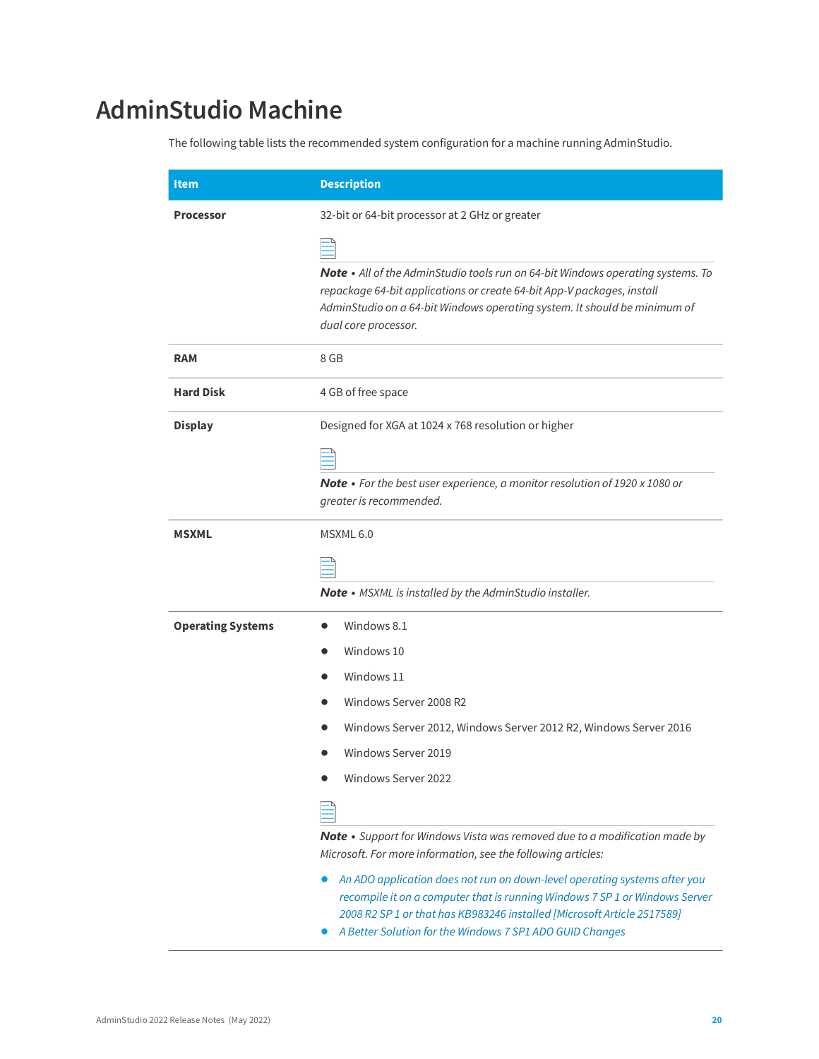# AdminStudio Machine

The following table lists the recommended system configuration for a machine running AdminStudio.

| Item | Description |
|---|---|
| **Processor** | 32-bit or 64-bit processor at 2 GHz or greater<br><br>***Note*** • *All of the AdminStudio tools run on 64-bit Windows operating systems. To repackage 64-bit applications or create 64-bit App-V packages, install AdminStudio on a 64-bit Windows operating system. It should be minimum of dual core processor.* |
| **RAM** | 8 GB |
| **Hard Disk** | 4 GB of free space |
| **Display** | Designed for XGA at 1024 x 768 resolution or higher<br><br>***Note*** • *For the best user experience, a monitor resolution of 1920 x 1080 or greater is recommended.* |
| **MSXML** | MSXML 6.0<br><br>***Note*** • *MSXML is installed by the AdminStudio installer.* |
| **Operating Systems** | • Windows 8.1<br>• Windows 10<br>• Windows 11<br>• Windows Server 2008 R2<br>• Windows Server 2012, Windows Server 2012 R2, Windows Server 2016<br>• Windows Server 2019<br>• Windows Server 2022<br><br>***Note*** • *Support for Windows Vista was removed due to a modification made by Microsoft. For more information, see the following articles:*<br>• *An ADO application does not run on down-level operating systems after you recompile it on a computer that is running Windows 7 SP 1 or Windows Server 2008 R2 SP 1 or that has KB983246 installed [Microsoft Article 2517589]*<br>• *A Better Solution for the Windows 7 SP1 ADO GUID Changes* |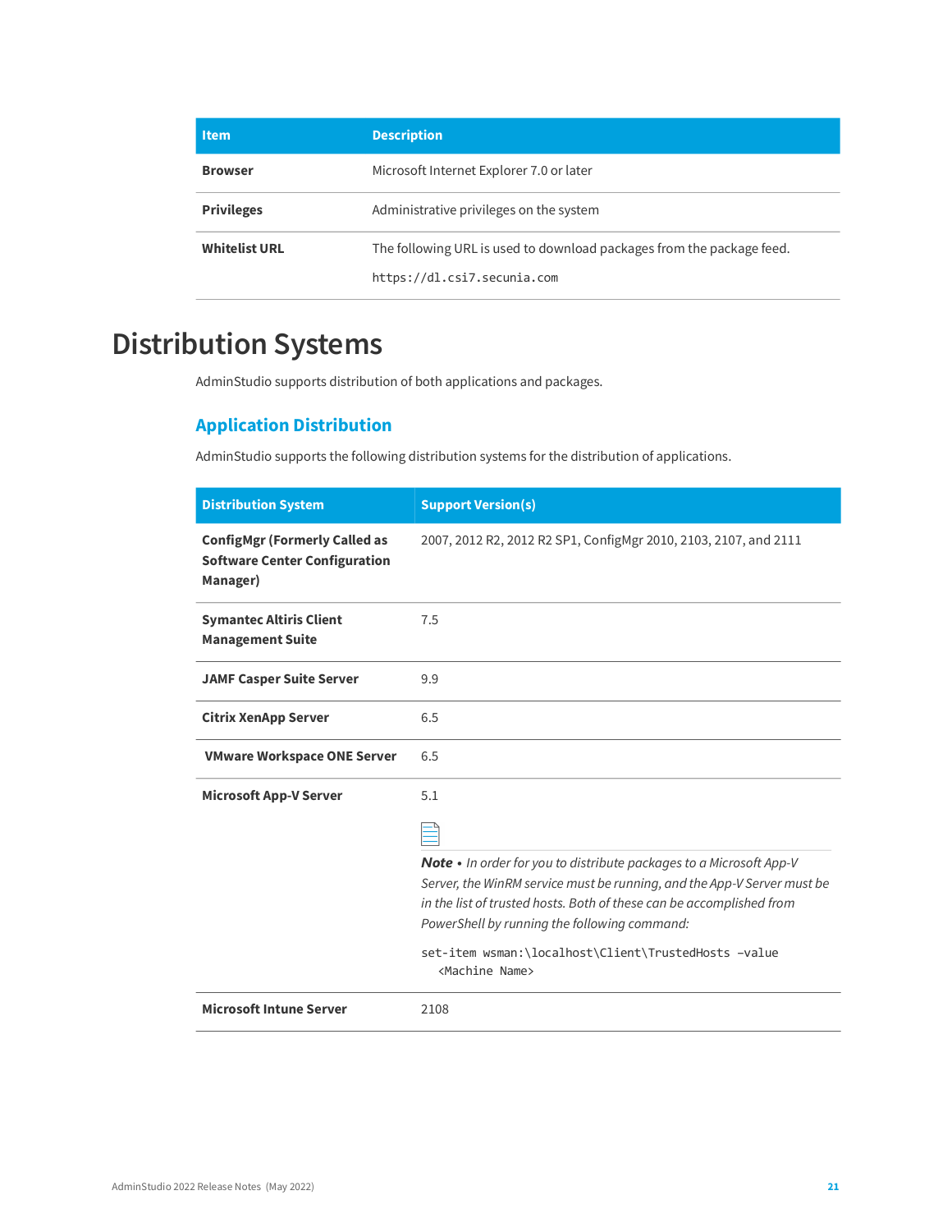| Item | Description |
| --- | --- |
| **Browser** | Microsoft Internet Explorer 7.0 or later |
| **Privileges** | Administrative privileges on the system |
| **Whitelist URL** | The following URL is used to download packages from the package feed. `https://dl.csi7.secunia.com` |

# Distribution Systems

AdminStudio supports distribution of both applications and packages.

## Application Distribution

AdminStudio supports the following distribution systems for the distribution of applications.

| Distribution System | Support Version(s) |
| --- | --- |
| **ConfigMgr (Formerly Called as Software Center Configuration Manager)** | 2007, 2012 R2, 2012 R2 SP1, ConfigMgr 2010, 2103, 2107, and 2111 |
| **Symantec Altiris Client Management Suite** | 7.5 |
| **JAMF Casper Suite Server** | 9.9 |
| **Citrix XenApp Server** | 6.5 |
| **VMware Workspace ONE Server** | 6.5 |
| **Microsoft App-V Server** | 5.1<br><br>***Note*** • *In order for you to distribute packages to a Microsoft App-V Server, the WinRM service must be running, and the App-V Server must be in the list of trusted hosts. Both of these can be accomplished from PowerShell by running the following command:*<br><br>`set-item wsman:\localhost\Client\TrustedHosts -value <Machine Name>` |
| **Microsoft Intune Server** | 2108 |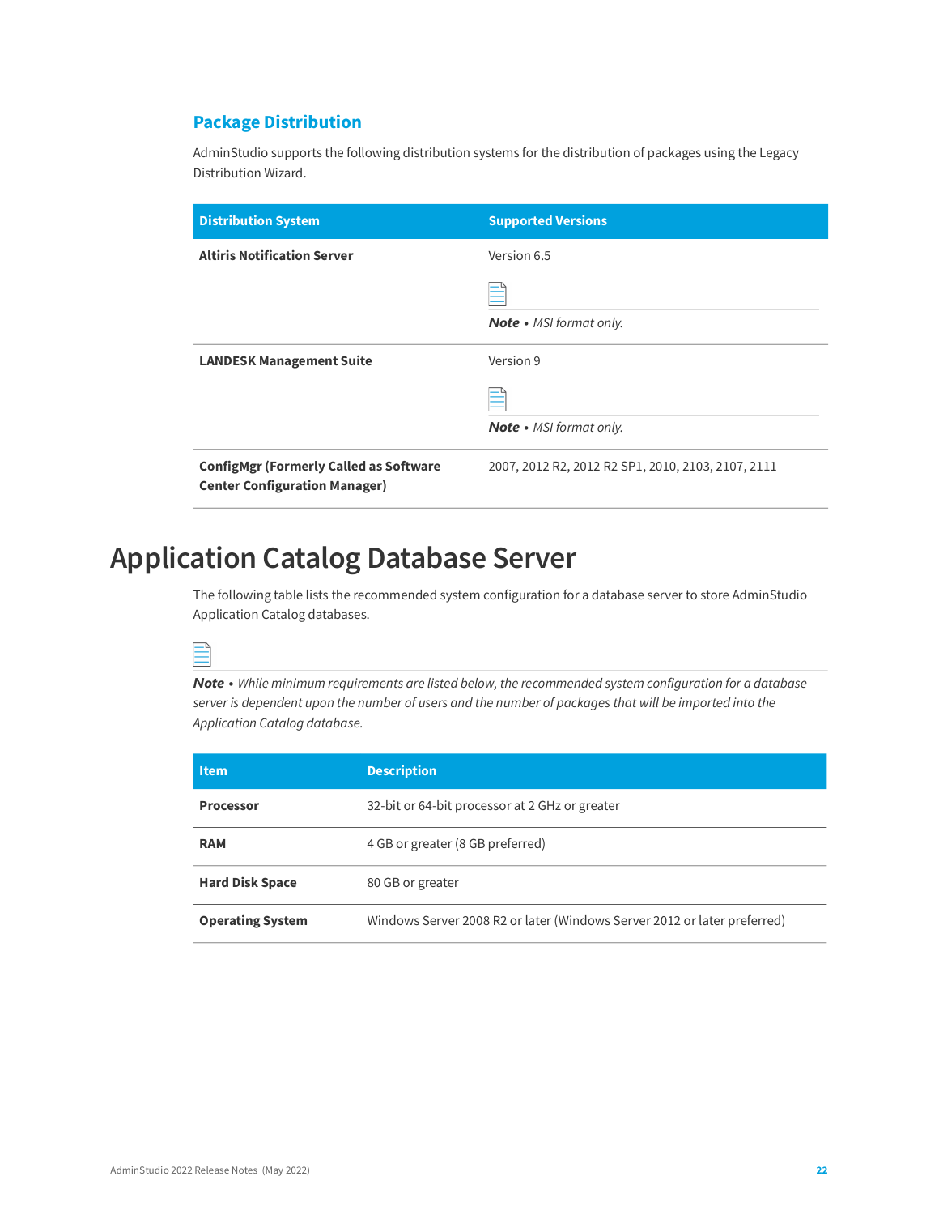### Package Distribution

AdminStudio supports the following distribution systems for the distribution of packages using the Legacy Distribution Wizard.

| Distribution System | Supported Versions |
|---|---|
| **Altiris Notification Server** | Version 6.5<br><br>***Note*** • *MSI format only.* |
| **LANDESK Management Suite** | Version 9<br><br>***Note*** • *MSI format only.* |
| **ConfigMgr (Formerly Called as Software Center Configuration Manager)** | 2007, 2012 R2, 2012 R2 SP1, 2010, 2103, 2107, 2111 |

# Application Catalog Database Server

The following table lists the recommended system configuration for a database server to store AdminStudio Application Catalog databases.

***Note*** • *While minimum requirements are listed below, the recommended system configuration for a database server is dependent upon the number of users and the number of packages that will be imported into the Application Catalog database.*

| Item | Description |
|---|---|
| **Processor** | 32-bit or 64-bit processor at 2 GHz or greater |
| **RAM** | 4 GB or greater (8 GB preferred) |
| **Hard Disk Space** | 80 GB or greater |
| **Operating System** | Windows Server 2008 R2 or later (Windows Server 2012 or later preferred) |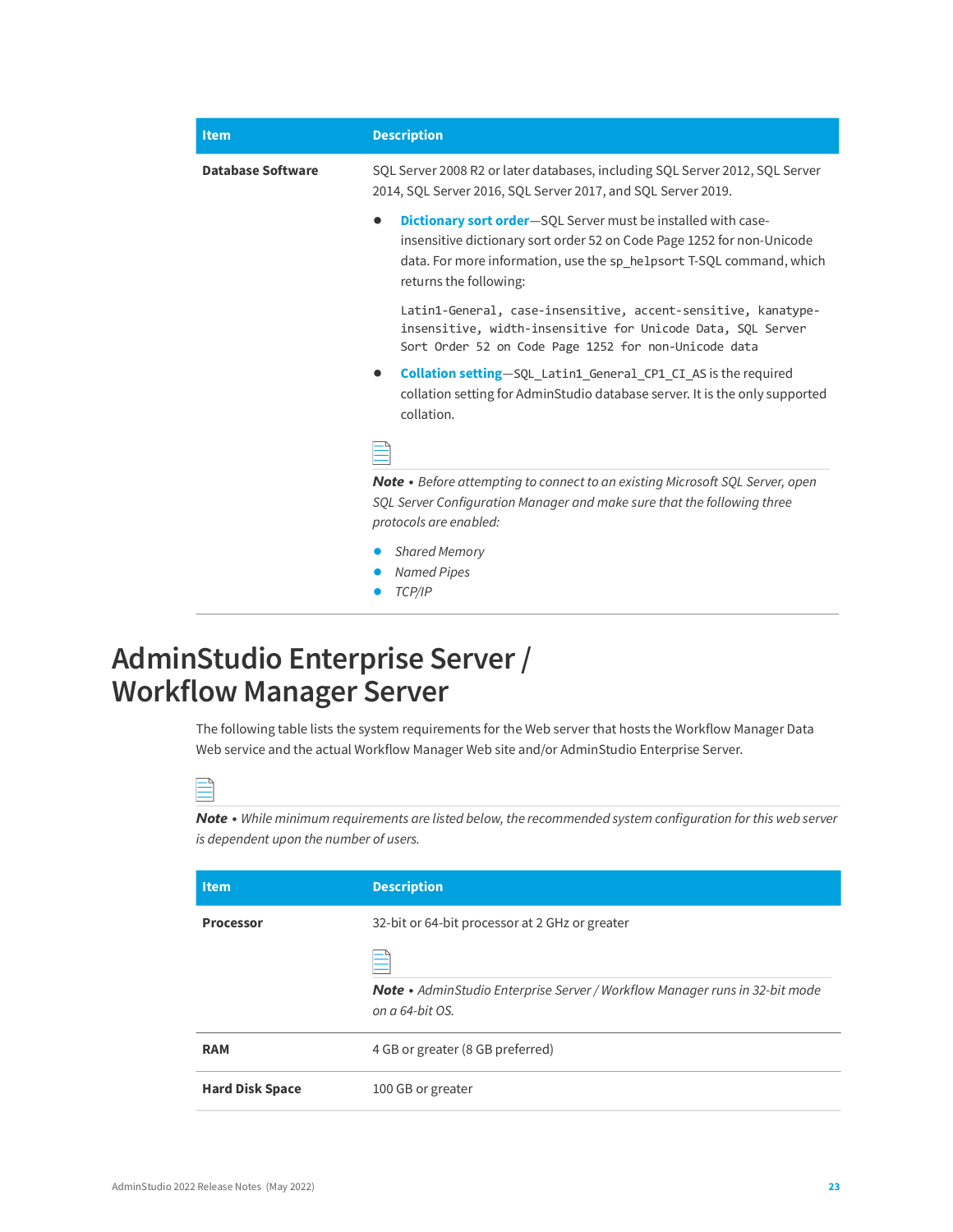| Item | Description |
| --- | --- |
| **Database Software** | SQL Server 2008 R2 or later databases, including SQL Server 2012, SQL Server 2014, SQL Server 2016, SQL Server 2017, and SQL Server 2019.<br><br>• **Dictionary sort order**—SQL Server must be installed with case-insensitive dictionary sort order 52 on Code Page 1252 for non-Unicode data. For more information, use the `sp_helpsort` T-SQL command, which returns the following:<br><br>`Latin1-General, case-insensitive, accent-sensitive, kanatype-insensitive, width-insensitive for Unicode Data, SQL Server Sort Order 52 on Code Page 1252 for non-Unicode data`<br><br>• **Collation setting**—`SQL_Latin1_General_CP1_CI_AS` is the required collation setting for AdminStudio database server. It is the only supported collation.<br><br>***Note** • Before attempting to connect to an existing Microsoft SQL Server, open SQL Server Configuration Manager and make sure that the following three protocols are enabled:*<br><br>• *Shared Memory*<br>• *Named Pipes*<br>• *TCP/IP* |

# AdminStudio Enterprise Server / Workflow Manager Server

The following table lists the system requirements for the Web server that hosts the Workflow Manager Data Web service and the actual Workflow Manager Web site and/or AdminStudio Enterprise Server.

***Note** • While minimum requirements are listed below, the recommended system configuration for this web server is dependent upon the number of users.*

| Item | Description |
| --- | --- |
| **Processor** | 32-bit or 64-bit processor at 2 GHz or greater<br><br>***Note** • AdminStudio Enterprise Server / Workflow Manager runs in 32-bit mode on a 64-bit OS.* |
| **RAM** | 4 GB or greater (8 GB preferred) |
| **Hard Disk Space** | 100 GB or greater |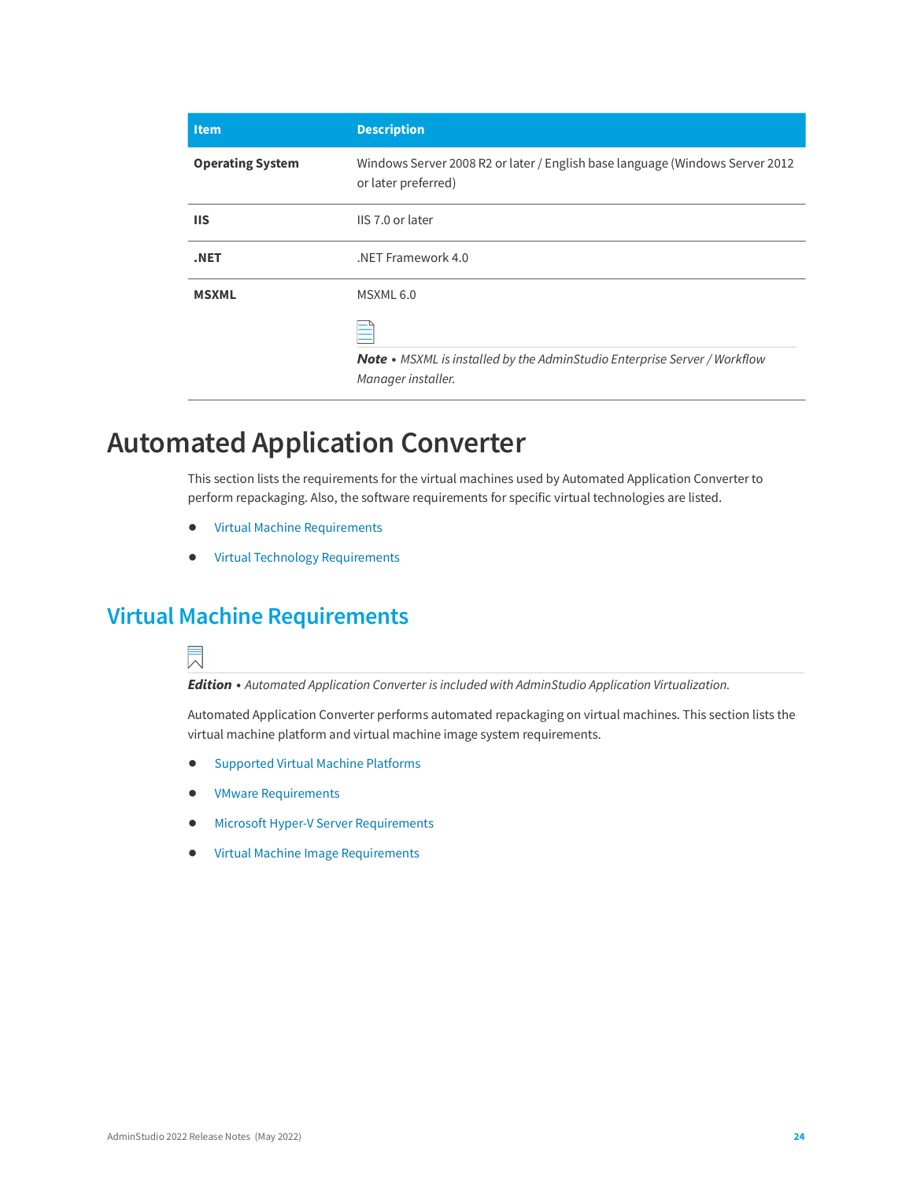| Item | Description |
| --- | --- |
| **Operating System** | Windows Server 2008 R2 or later / English base language (Windows Server 2012 or later preferred) |
| **IIS** | IIS 7.0 or later |
| **.NET** | .NET Framework 4.0 |
| **MSXML** | MSXML 6.0<br><br>***Note*** *• MSXML is installed by the AdminStudio Enterprise Server / Workflow Manager installer.* |

# Automated Application Converter

This section lists the requirements for the virtual machines used by Automated Application Converter to perform repackaging. Also, the software requirements for specific virtual technologies are listed.

- Virtual Machine Requirements
- Virtual Technology Requirements

## Virtual Machine Requirements

***Edition*** *• Automated Application Converter is included with AdminStudio Application Virtualization.*

Automated Application Converter performs automated repackaging on virtual machines. This section lists the virtual machine platform and virtual machine image system requirements.

- Supported Virtual Machine Platforms
- VMware Requirements
- Microsoft Hyper-V Server Requirements
- Virtual Machine Image Requirements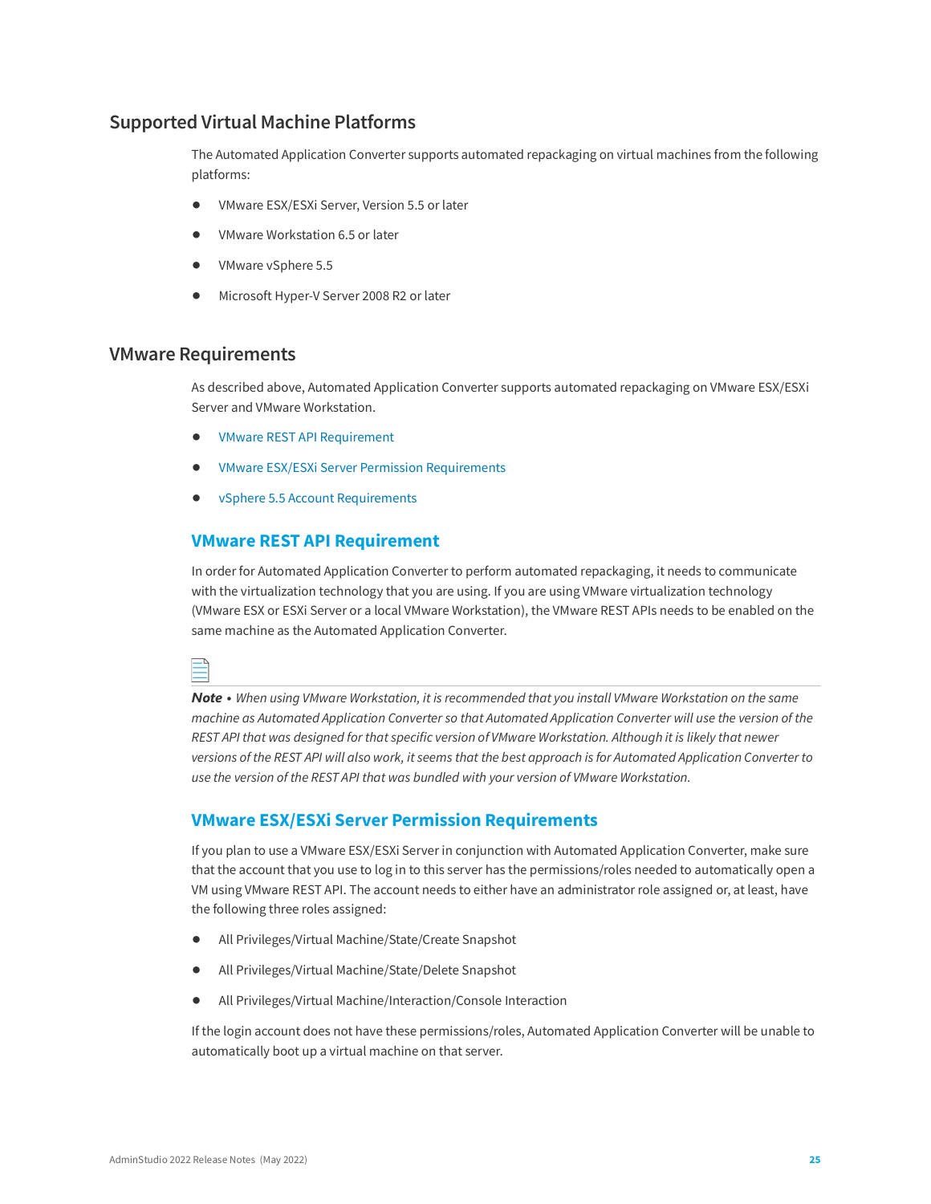## Supported Virtual Machine Platforms

The Automated Application Converter supports automated repackaging on virtual machines from the following platforms:

- VMware ESX/ESXi Server, Version 5.5 or later
- VMware Workstation 6.5 or later
- VMware vSphere 5.5
- Microsoft Hyper-V Server 2008 R2 or later

## VMware Requirements

As described above, Automated Application Converter supports automated repackaging on VMware ESX/ESXi Server and VMware Workstation.

- VMware REST API Requirement
- VMware ESX/ESXi Server Permission Requirements
- vSphere 5.5 Account Requirements

### VMware REST API Requirement

In order for Automated Application Converter to perform automated repackaging, it needs to communicate with the virtualization technology that you are using. If you are using VMware virtualization technology (VMware ESX or ESXi Server or a local VMware Workstation), the VMware REST APIs needs to be enabled on the same machine as the Automated Application Converter.

***Note** • When using VMware Workstation, it is recommended that you install VMware Workstation on the same machine as Automated Application Converter so that Automated Application Converter will use the version of the REST API that was designed for that specific version of VMware Workstation. Although it is likely that newer versions of the REST API will also work, it seems that the best approach is for Automated Application Converter to use the version of the REST API that was bundled with your version of VMware Workstation.*

### VMware ESX/ESXi Server Permission Requirements

If you plan to use a VMware ESX/ESXi Server in conjunction with Automated Application Converter, make sure that the account that you use to log in to this server has the permissions/roles needed to automatically open a VM using VMware REST API. The account needs to either have an administrator role assigned or, at least, have the following three roles assigned:

- All Privileges/Virtual Machine/State/Create Snapshot
- All Privileges/Virtual Machine/State/Delete Snapshot
- All Privileges/Virtual Machine/Interaction/Console Interaction

If the login account does not have these permissions/roles, Automated Application Converter will be unable to automatically boot up a virtual machine on that server.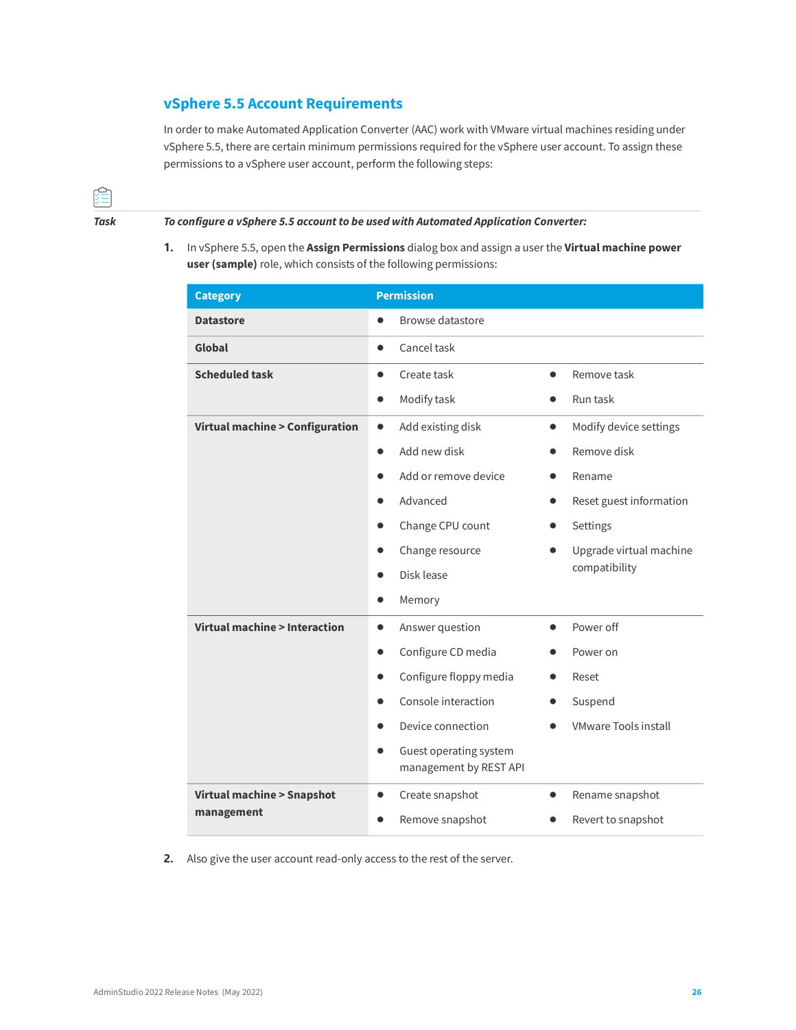## vSphere 5.5 Account Requirements

In order to make Automated Application Converter (AAC) work with VMware virtual machines residing under vSphere 5.5, there are certain minimum permissions required for the vSphere user account. To assign these permissions to a vSphere user account, perform the following steps:

**Task** ***To configure a vSphere 5.5 account to be used with Automated Application Converter:***

1. In vSphere 5.5, open the **Assign Permissions** dialog box and assign a user the **Virtual machine power user (sample)** role, which consists of the following permissions:

| Category | Permission |
|---|---|
| **Datastore** | • Browse datastore |
| **Global** | • Cancel task |
| **Scheduled task** | • Create task<br>• Modify task<br>• Remove task<br>• Run task |
| **Virtual machine > Configuration** | • Add existing disk<br>• Add new disk<br>• Add or remove device<br>• Advanced<br>• Change CPU count<br>• Change resource<br>• Disk lease<br>• Memory<br>• Modify device settings<br>• Remove disk<br>• Rename<br>• Reset guest information<br>• Settings<br>• Upgrade virtual machine compatibility |
| **Virtual machine > Interaction** | • Answer question<br>• Configure CD media<br>• Configure floppy media<br>• Console interaction<br>• Device connection<br>• Guest operating system management by REST API<br>• Power off<br>• Power on<br>• Reset<br>• Suspend<br>• VMware Tools install |
| **Virtual machine > Snapshot management** | • Create snapshot<br>• Remove snapshot<br>• Rename snapshot<br>• Revert to snapshot |

2. Also give the user account read-only access to the rest of the server.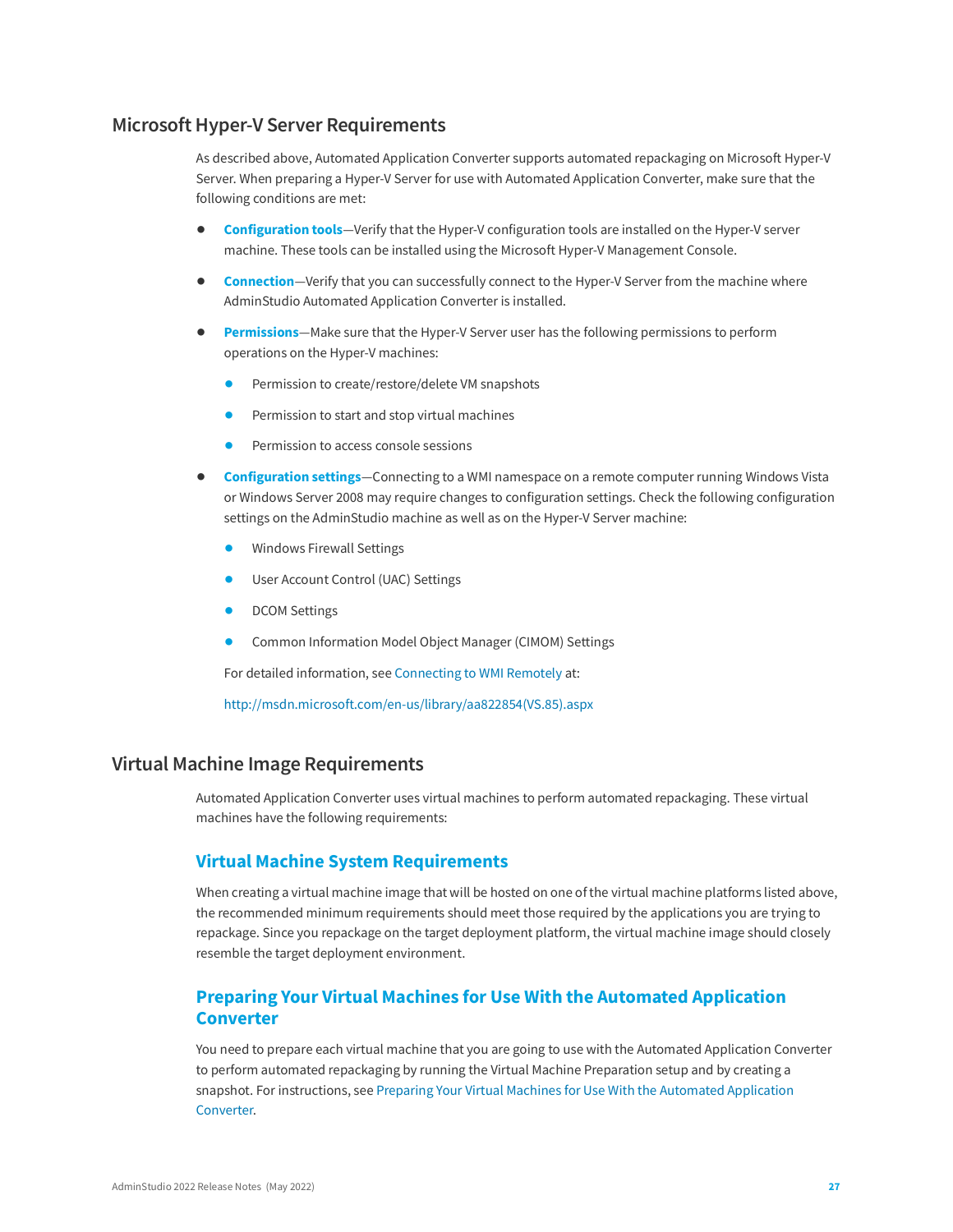## Microsoft Hyper-V Server Requirements

As described above, Automated Application Converter supports automated repackaging on Microsoft Hyper-V Server. When preparing a Hyper-V Server for use with Automated Application Converter, make sure that the following conditions are met:

- **Configuration tools**—Verify that the Hyper-V configuration tools are installed on the Hyper-V server machine. These tools can be installed using the Microsoft Hyper-V Management Console.
- **Connection**—Verify that you can successfully connect to the Hyper-V Server from the machine where AdminStudio Automated Application Converter is installed.
- **Permissions**—Make sure that the Hyper-V Server user has the following permissions to perform operations on the Hyper-V machines:
    - Permission to create/restore/delete VM snapshots
    - Permission to start and stop virtual machines
    - Permission to access console sessions
- **Configuration settings**—Connecting to a WMI namespace on a remote computer running Windows Vista or Windows Server 2008 may require changes to configuration settings. Check the following configuration settings on the AdminStudio machine as well as on the Hyper-V Server machine:
    - Windows Firewall Settings
    - User Account Control (UAC) Settings
    - DCOM Settings
    - Common Information Model Object Manager (CIMOM) Settings

  For detailed information, see Connecting to WMI Remotely at:

  http://msdn.microsoft.com/en-us/library/aa822854(VS.85).aspx

## Virtual Machine Image Requirements

Automated Application Converter uses virtual machines to perform automated repackaging. These virtual machines have the following requirements:

### Virtual Machine System Requirements

When creating a virtual machine image that will be hosted on one of the virtual machine platforms listed above, the recommended minimum requirements should meet those required by the applications you are trying to repackage. Since you repackage on the target deployment platform, the virtual machine image should closely resemble the target deployment environment.

### Preparing Your Virtual Machines for Use With the Automated Application Converter

You need to prepare each virtual machine that you are going to use with the Automated Application Converter to perform automated repackaging by running the Virtual Machine Preparation setup and by creating a snapshot. For instructions, see Preparing Your Virtual Machines for Use With the Automated Application Converter.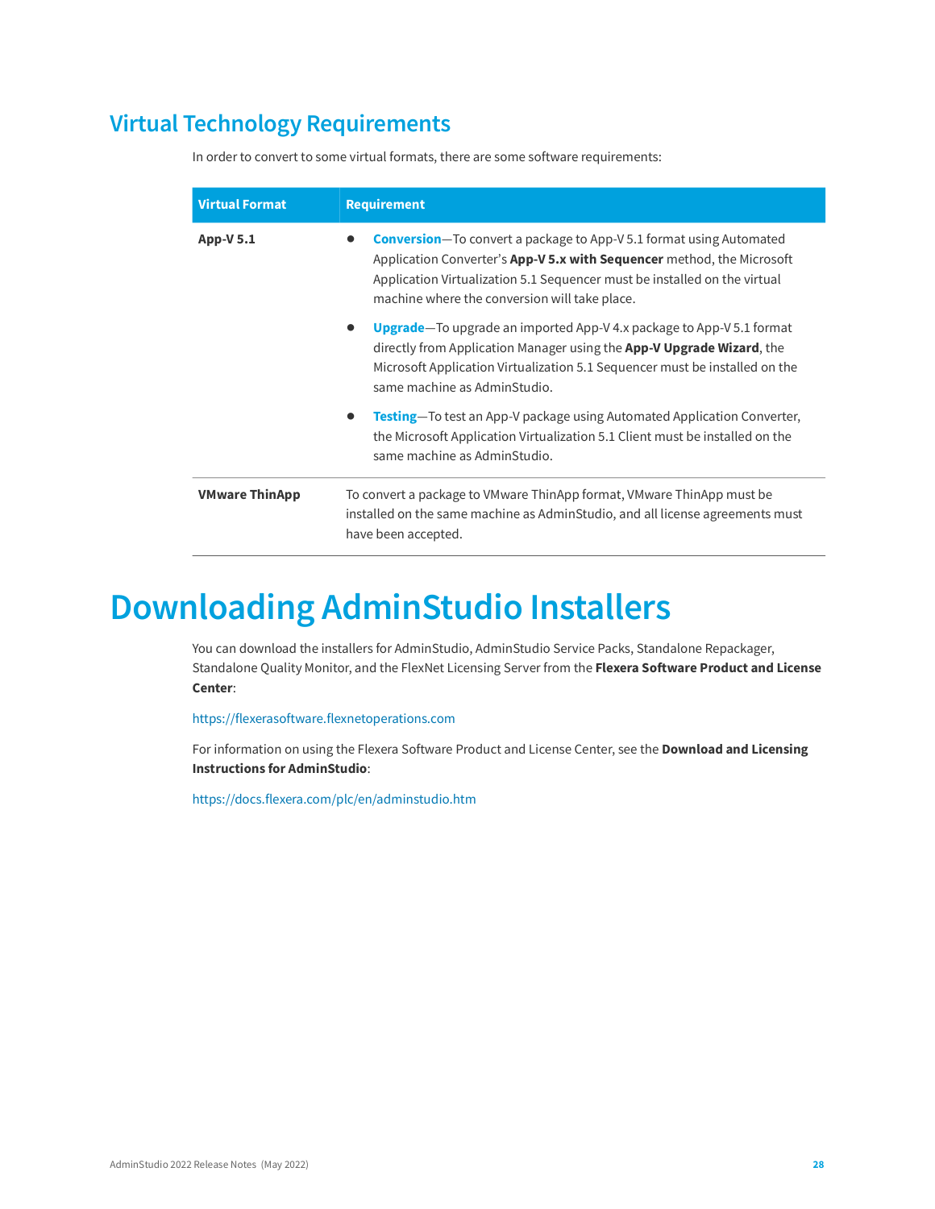## Virtual Technology Requirements

In order to convert to some virtual formats, there are some software requirements:

| Virtual Format | Requirement |
|---|---|
| **App-V 5.1** | • **Conversion**—To convert a package to App-V 5.1 format using Automated Application Converter’s **App-V 5.x with Sequencer** method, the Microsoft Application Virtualization 5.1 Sequencer must be installed on the virtual machine where the conversion will take place.<br>• **Upgrade**—To upgrade an imported App-V 4.x package to App-V 5.1 format directly from Application Manager using the **App-V Upgrade Wizard**, the Microsoft Application Virtualization 5.1 Sequencer must be installed on the same machine as AdminStudio.<br>• **Testing**—To test an App-V package using Automated Application Converter, the Microsoft Application Virtualization 5.1 Client must be installed on the same machine as AdminStudio. |
| **VMware ThinApp** | To convert a package to VMware ThinApp format, VMware ThinApp must be installed on the same machine as AdminStudio, and all license agreements must have been accepted. |

# Downloading AdminStudio Installers

You can download the installers for AdminStudio, AdminStudio Service Packs, Standalone Repackager, Standalone Quality Monitor, and the FlexNet Licensing Server from the **Flexera Software Product and License Center**:

https://flexerasoftware.flexnetoperations.com

For information on using the Flexera Software Product and License Center, see the **Download and Licensing Instructions for AdminStudio**:

https://docs.flexera.com/plc/en/adminstudio.htm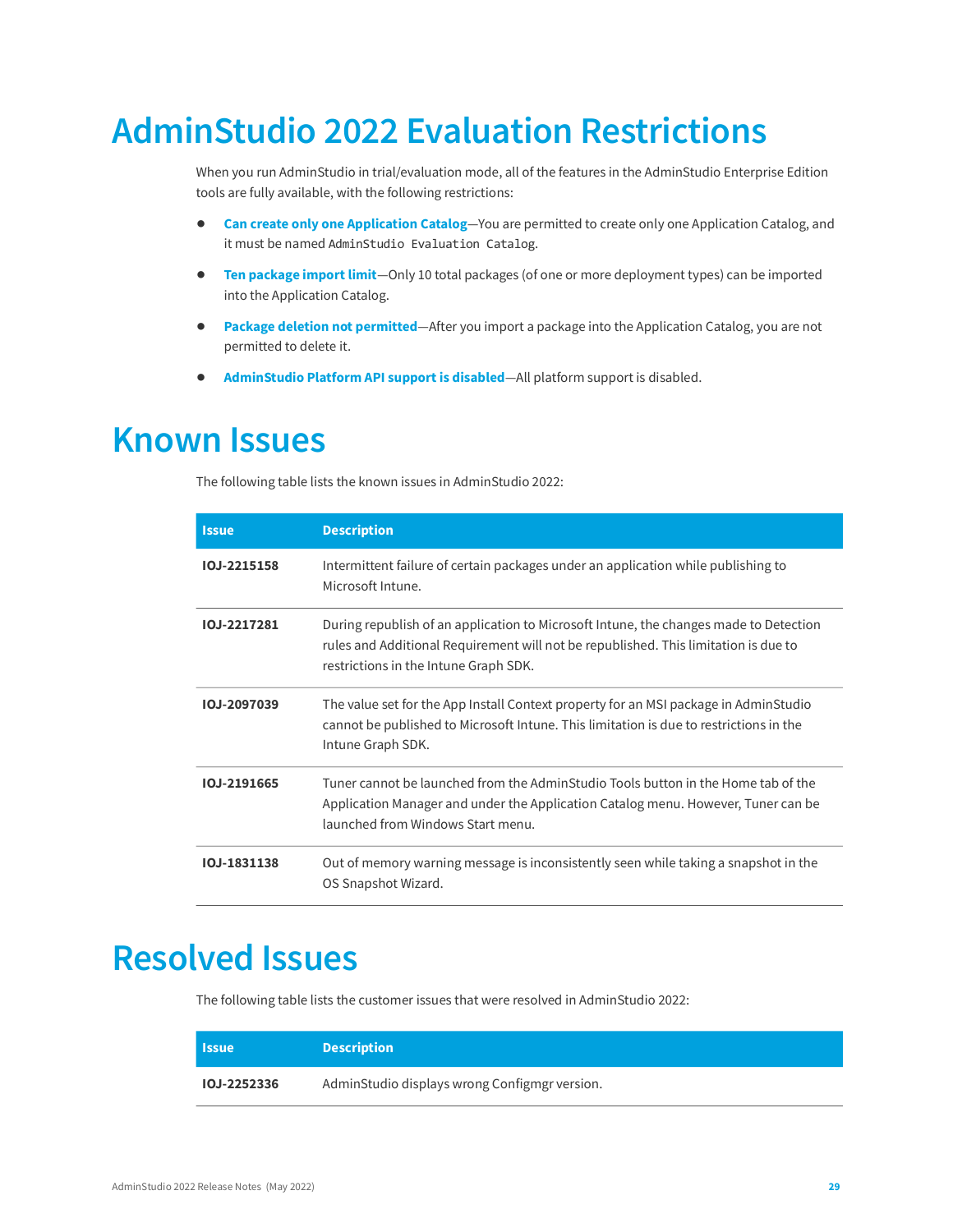# AdminStudio 2022 Evaluation Restrictions

When you run AdminStudio in trial/evaluation mode, all of the features in the AdminStudio Enterprise Edition tools are fully available, with the following restrictions:

- **Can create only one Application Catalog**—You are permitted to create only one Application Catalog, and it must be named `AdminStudio Evaluation Catalog`.
- **Ten package import limit**—Only 10 total packages (of one or more deployment types) can be imported into the Application Catalog.
- **Package deletion not permitted**—After you import a package into the Application Catalog, you are not permitted to delete it.
- **AdminStudio Platform API support is disabled**—All platform support is disabled.

# Known Issues

The following table lists the known issues in AdminStudio 2022:

| Issue | Description |
| --- | --- |
| **IOJ-2215158** | Intermittent failure of certain packages under an application while publishing to Microsoft Intune. |
| **IOJ-2217281** | During republish of an application to Microsoft Intune, the changes made to Detection rules and Additional Requirement will not be republished. This limitation is due to restrictions in the Intune Graph SDK. |
| **IOJ-2097039** | The value set for the App Install Context property for an MSI package in AdminStudio cannot be published to Microsoft Intune. This limitation is due to restrictions in the Intune Graph SDK. |
| **IOJ-2191665** | Tuner cannot be launched from the AdminStudio Tools button in the Home tab of the Application Manager and under the Application Catalog menu. However, Tuner can be launched from Windows Start menu. |
| **IOJ-1831138** | Out of memory warning message is inconsistently seen while taking a snapshot in the OS Snapshot Wizard. |

# Resolved Issues

The following table lists the customer issues that were resolved in AdminStudio 2022:

| Issue | Description |
| --- | --- |
| **IOJ-2252336** | AdminStudio displays wrong Configmgr version. |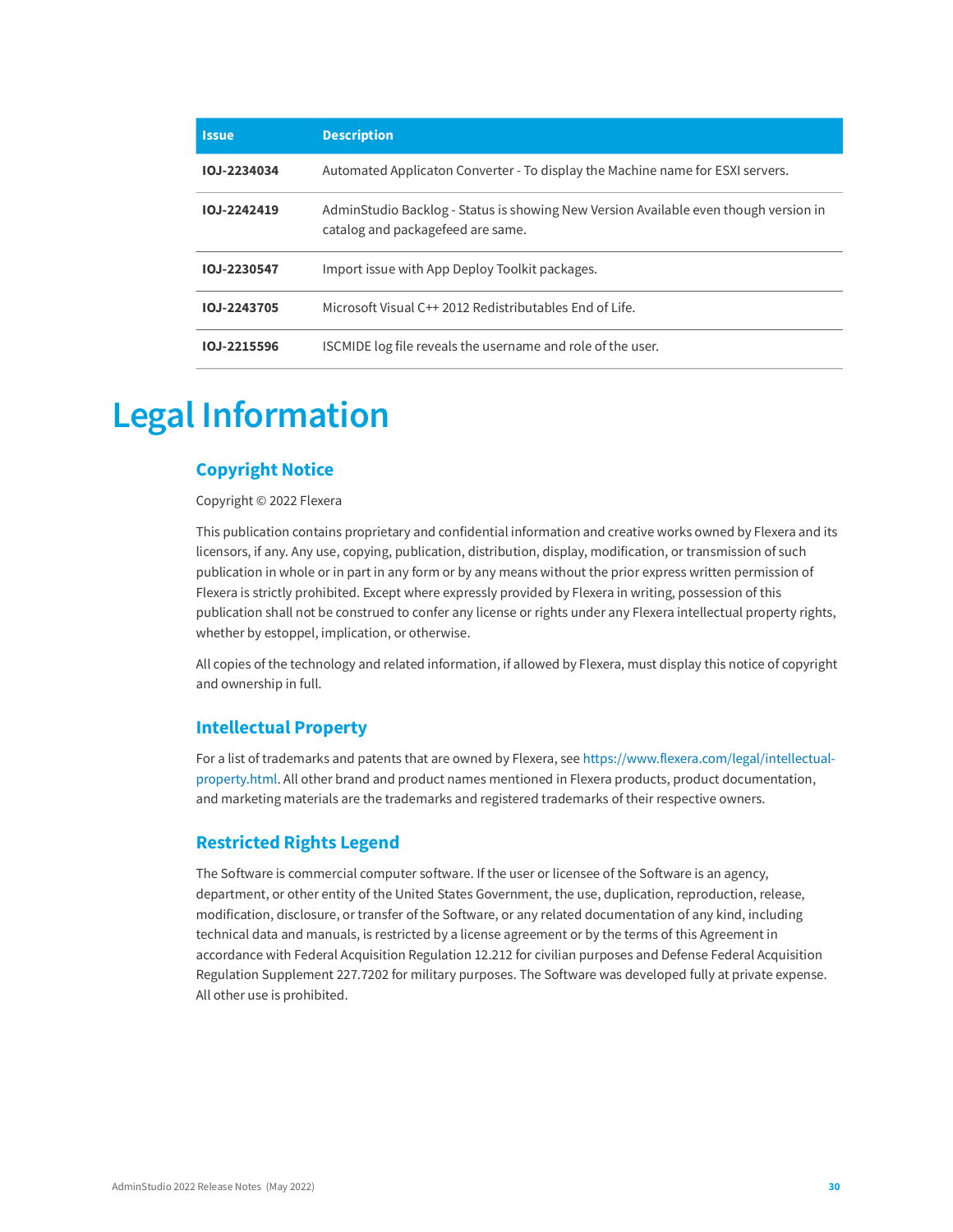| Issue | Description |
| --- | --- |
| **IOJ-2234034** | Automated Applicaton Converter - To display the Machine name for ESXI servers. |
| **IOJ-2242419** | AdminStudio Backlog - Status is showing New Version Available even though version in catalog and packagefeed are same. |
| **IOJ-2230547** | Import issue with App Deploy Toolkit packages. |
| **IOJ-2243705** | Microsoft Visual C++ 2012 Redistributables End of Life. |
| **IOJ-2215596** | ISCMIDE log file reveals the username and role of the user. |

# Legal Information

## Copyright Notice

Copyright © 2022 Flexera

This publication contains proprietary and confidential information and creative works owned by Flexera and its licensors, if any. Any use, copying, publication, distribution, display, modification, or transmission of such publication in whole or in part in any form or by any means without the prior express written permission of Flexera is strictly prohibited. Except where expressly provided by Flexera in writing, possession of this publication shall not be construed to confer any license or rights under any Flexera intellectual property rights, whether by estoppel, implication, or otherwise.

All copies of the technology and related information, if allowed by Flexera, must display this notice of copyright and ownership in full.

## Intellectual Property

For a list of trademarks and patents that are owned by Flexera, see https://www.flexera.com/legal/intellectual-property.html. All other brand and product names mentioned in Flexera products, product documentation, and marketing materials are the trademarks and registered trademarks of their respective owners.

## Restricted Rights Legend

The Software is commercial computer software. If the user or licensee of the Software is an agency, department, or other entity of the United States Government, the use, duplication, reproduction, release, modification, disclosure, or transfer of the Software, or any related documentation of any kind, including technical data and manuals, is restricted by a license agreement or by the terms of this Agreement in accordance with Federal Acquisition Regulation 12.212 for civilian purposes and Defense Federal Acquisition Regulation Supplement 227.7202 for military purposes. The Software was developed fully at private expense. All other use is prohibited.